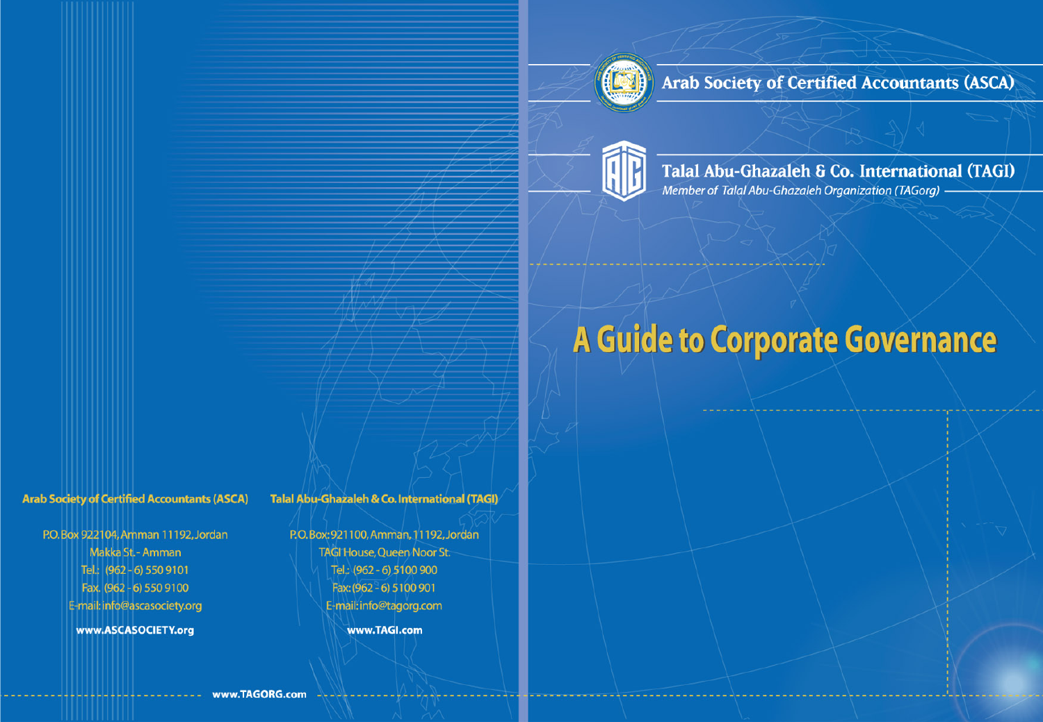Arab Society of Certified Accountants (ASCA)

Talal Abu-Ghazaleh & Co. International (TAGI)

*Member of Talal Abu-Ghazaleh Organization (TAGorg)*

# A Guide to Corporate Governance

**Arab Society of Certified Accountants (ASCA)**

P.O. Box 922104, Amman 11192, Jordan
Makka St. - Amman
Tel.: (962 - 6) 550 9101
Fax. (962 - 6) 550 9100
E-mail: info@ascasociety.org

**www.ASCASOCIETY.org**

**Talal Abu-Ghazaleh & Co. International (TAGI)**

P.O. Box: 921100, Amman, 11192, Jordan
TAGI House, Queen Noor St.
Tel.: (962 - 6) 5100 900
Fax: (962 - 6) 5100 901
E-mail: info@tagorg.com

**www.TAGI.com**

**www.TAGORG.com**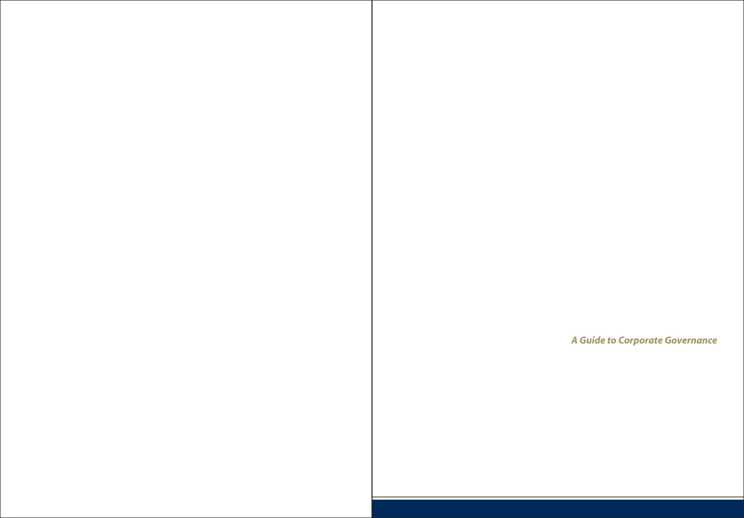*A Guide to Corporate Governance*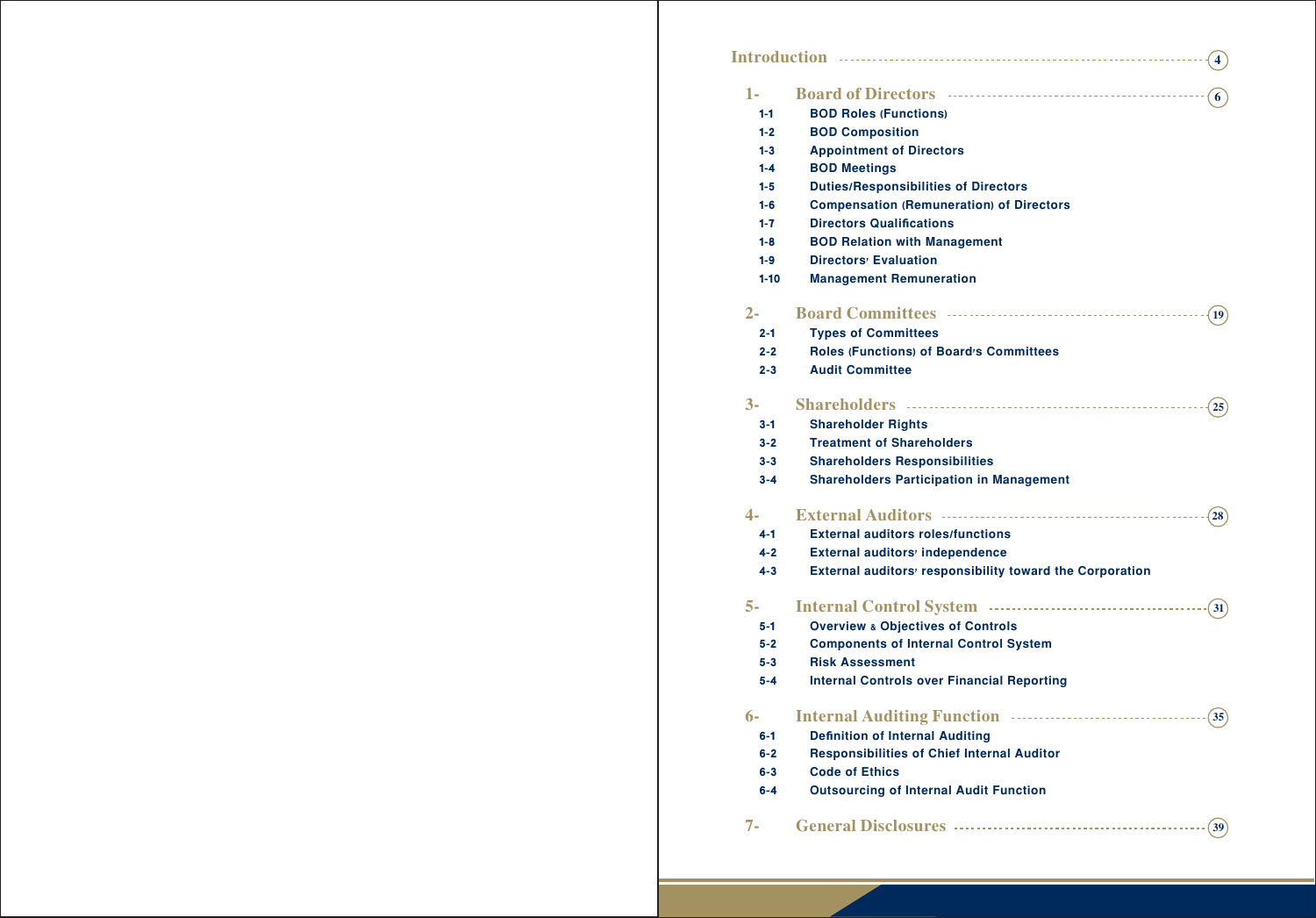Introduction ........ 4

1- Board of Directors ........ 6

- 1-1 BOD Roles (Functions)
- 1-2 BOD Composition
- 1-3 Appointment of Directors
- 1-4 BOD Meetings
- 1-5 Duties/Responsibilities of Directors
- 1-6 Compensation (Remuneration) of Directors
- 1-7 Directors Qualifications
- 1-8 BOD Relation with Management
- 1-9 Directors' Evaluation
- 1-10 Management Remuneration

2- Board Committees ........ 19

- 2-1 Types of Committees
- 2-2 Roles (Functions) of Board's Committees
- 2-3 Audit Committee

3- Shareholders ........ 25

- 3-1 Shareholder Rights
- 3-2 Treatment of Shareholders
- 3-3 Shareholders Responsibilities
- 3-4 Shareholders Participation in Management

4- External Auditors ........ 28

- 4-1 External auditors roles/functions
- 4-2 External auditors' independence
- 4-3 External auditors' responsibility toward the Corporation

5- Internal Control System ........ 31

- 5-1 Overview & Objectives of Controls
- 5-2 Components of Internal Control System
- 5-3 Risk Assessment
- 5-4 Internal Controls over Financial Reporting

6- Internal Auditing Function ........ 35

- 6-1 Definition of Internal Auditing
- 6-2 Responsibilities of Chief Internal Auditor
- 6-3 Code of Ethics
- 6-4 Outsourcing of Internal Audit Function

7- General Disclosures ........ 39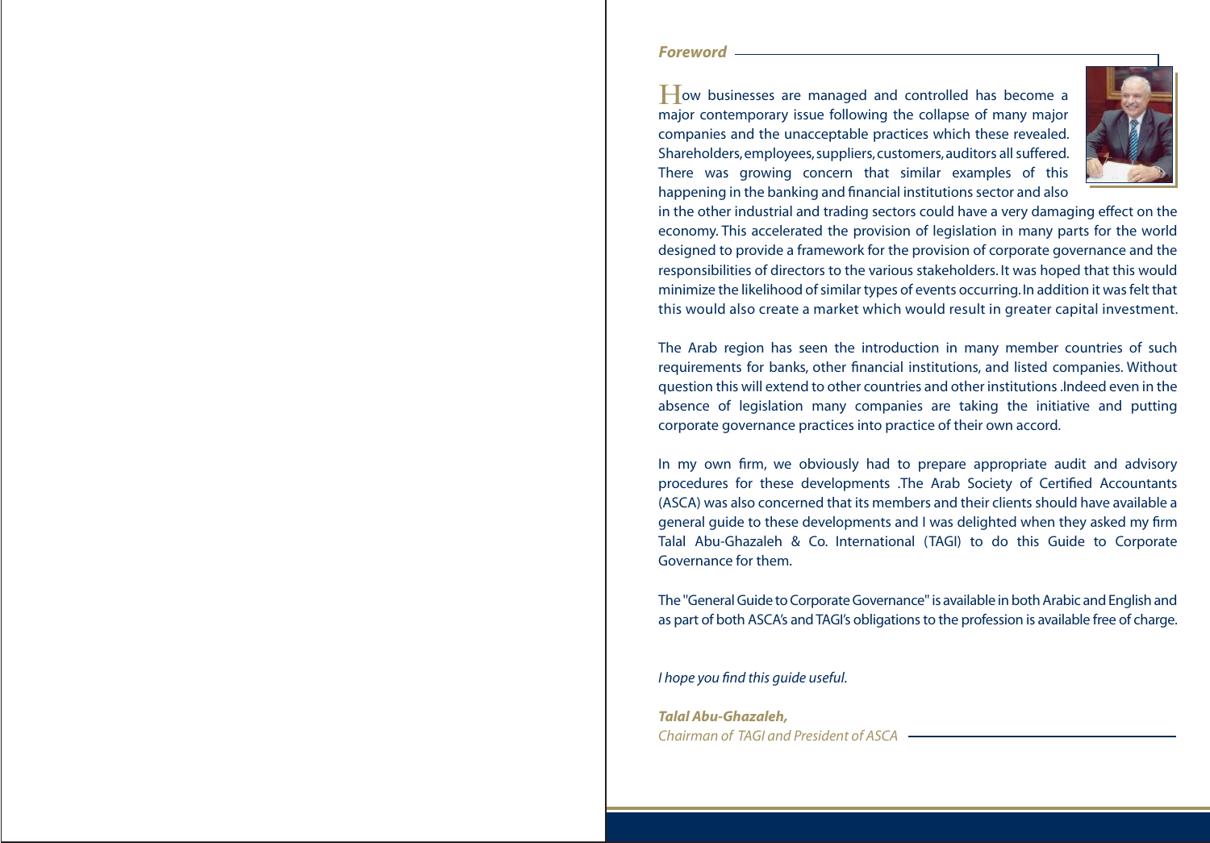## Foreword

How businesses are managed and controlled has become a major contemporary issue following the collapse of many major companies and the unacceptable practices which these revealed. Shareholders, employees, suppliers, customers, auditors all suffered. There was growing concern that similar examples of this happening in the banking and financial institutions sector and also in the other industrial and trading sectors could have a very damaging effect on the economy. This accelerated the provision of legislation in many parts for the world designed to provide a framework for the provision of corporate governance and the responsibilities of directors to the various stakeholders. It was hoped that this would minimize the likelihood of similar types of events occurring. In addition it was felt that this would also create a market which would result in greater capital investment.

The Arab region has seen the introduction in many member countries of such requirements for banks, other financial institutions, and listed companies. Without question this will extend to other countries and other institutions .Indeed even in the absence of legislation many companies are taking the initiative and putting corporate governance practices into practice of their own accord.

In my own firm, we obviously had to prepare appropriate audit and advisory procedures for these developments .The Arab Society of Certified Accountants (ASCA) was also concerned that its members and their clients should have available a general guide to these developments and I was delighted when they asked my firm Talal Abu-Ghazaleh & Co. International (TAGI) to do this Guide to Corporate Governance for them.

The "General Guide to Corporate Governance" is available in both Arabic and English and as part of both ASCA's and TAGI's obligations to the profession is available free of charge.

*I hope you find this guide useful.*

***Talal Abu-Ghazaleh,***
*Chairman of TAGI and President of ASCA*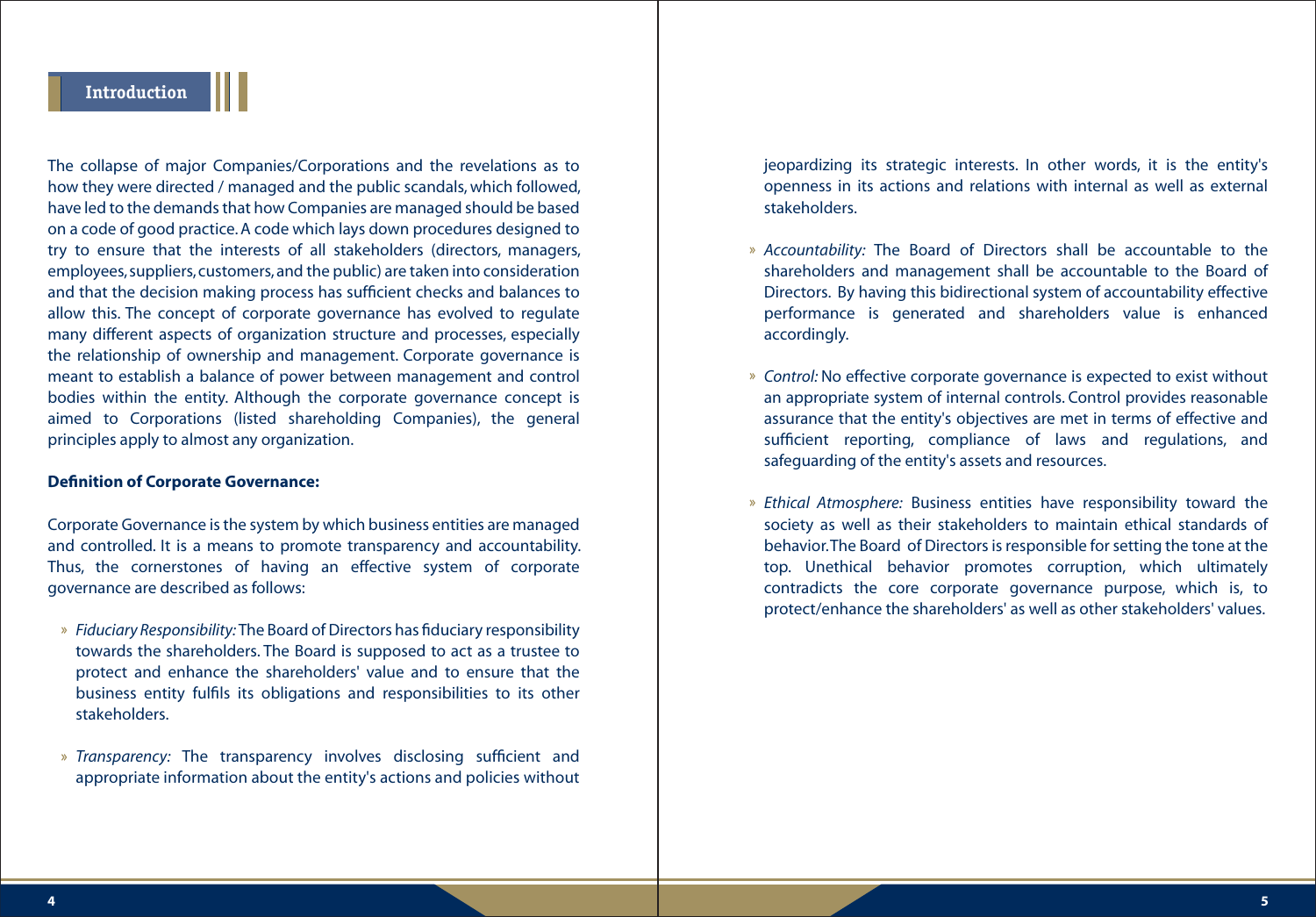## Introduction

The collapse of major Companies/Corporations and the revelations as to how they were directed / managed and the public scandals, which followed, have led to the demands that how Companies are managed should be based on a code of good practice. A code which lays down procedures designed to try to ensure that the interests of all stakeholders (directors, managers, employees, suppliers, customers, and the public) are taken into consideration and that the decision making process has sufficient checks and balances to allow this. The concept of corporate governance has evolved to regulate many different aspects of organization structure and processes, especially the relationship of ownership and management. Corporate governance is meant to establish a balance of power between management and control bodies within the entity. Although the corporate governance concept is aimed to Corporations (listed shareholding Companies), the general principles apply to almost any organization.

**Definition of Corporate Governance:**

Corporate Governance is the system by which business entities are managed and controlled. It is a means to promote transparency and accountability. Thus, the cornerstones of having an effective system of corporate governance are described as follows:

- *Fiduciary Responsibility:* The Board of Directors has fiduciary responsibility towards the shareholders. The Board is supposed to act as a trustee to protect and enhance the shareholders' value and to ensure that the business entity fulfils its obligations and responsibilities to its other stakeholders.

- *Transparency:* The transparency involves disclosing sufficient and appropriate information about the entity's actions and policies without jeopardizing its strategic interests. In other words, it is the entity's openness in its actions and relations with internal as well as external stakeholders.

- *Accountability:* The Board of Directors shall be accountable to the shareholders and management shall be accountable to the Board of Directors. By having this bidirectional system of accountability effective performance is generated and shareholders value is enhanced accordingly.

- *Control:* No effective corporate governance is expected to exist without an appropriate system of internal controls. Control provides reasonable assurance that the entity's objectives are met in terms of effective and sufficient reporting, compliance of laws and regulations, and safeguarding of the entity's assets and resources.

- *Ethical Atmosphere:* Business entities have responsibility toward the society as well as their stakeholders to maintain ethical standards of behavior. The Board of Directors is responsible for setting the tone at the top. Unethical behavior promotes corruption, which ultimately contradicts the core corporate governance purpose, which is, to protect/enhance the shareholders' as well as other stakeholders' values.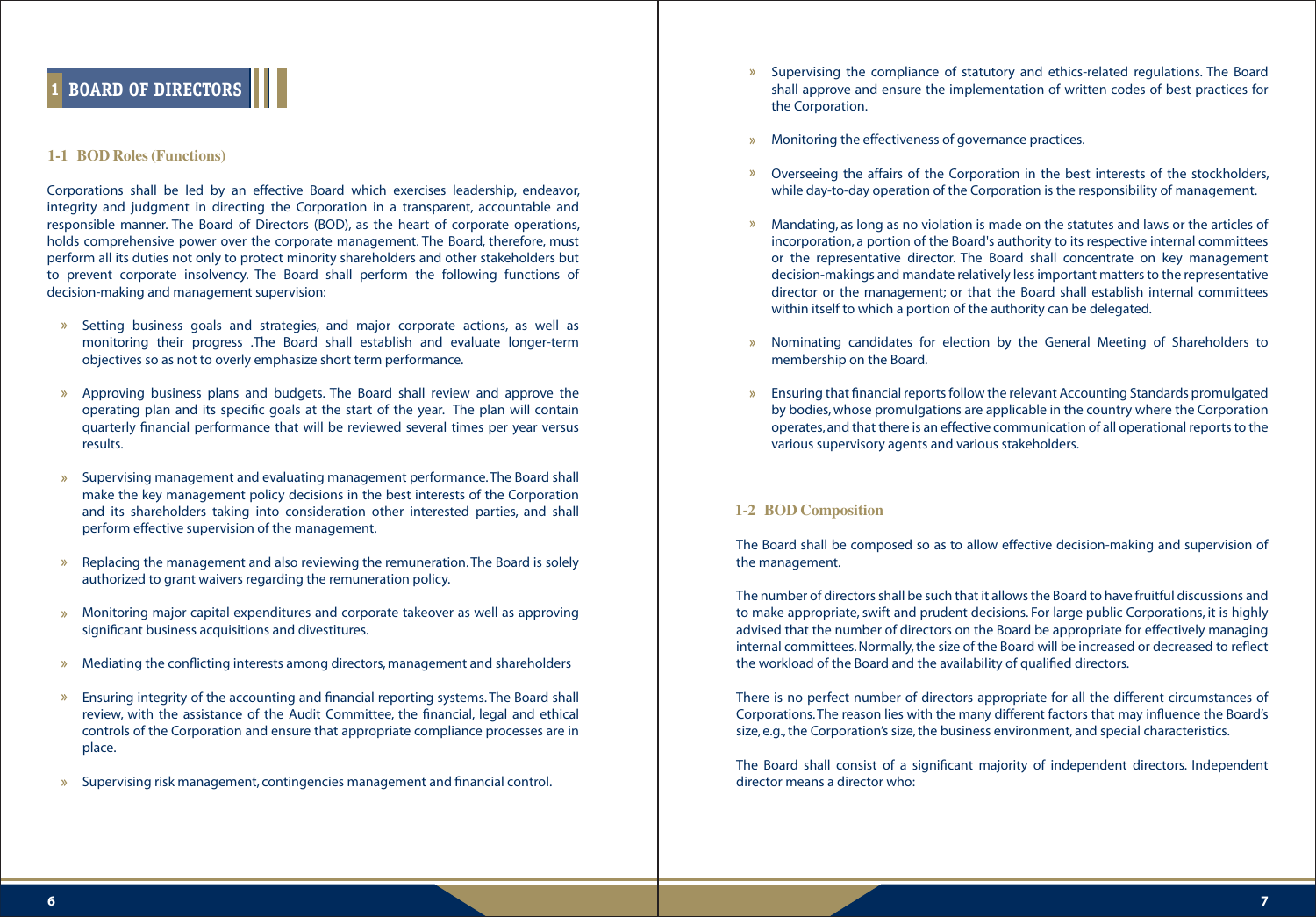# 1 BOARD OF DIRECTORS

## 1-1 BOD Roles (Functions)

Corporations shall be led by an effective Board which exercises leadership, endeavor, integrity and judgment in directing the Corporation in a transparent, accountable and responsible manner. The Board of Directors (BOD), as the heart of corporate operations, holds comprehensive power over the corporate management. The Board, therefore, must perform all its duties not only to protect minority shareholders and other stakeholders but to prevent corporate insolvency. The Board shall perform the following functions of decision-making and management supervision:

- Setting business goals and strategies, and major corporate actions, as well as monitoring their progress .The Board shall establish and evaluate longer-term objectives so as not to overly emphasize short term performance.
- Approving business plans and budgets. The Board shall review and approve the operating plan and its specific goals at the start of the year. The plan will contain quarterly financial performance that will be reviewed several times per year versus results.
- Supervising management and evaluating management performance. The Board shall make the key management policy decisions in the best interests of the Corporation and its shareholders taking into consideration other interested parties, and shall perform effective supervision of the management.
- Replacing the management and also reviewing the remuneration. The Board is solely authorized to grant waivers regarding the remuneration policy.
- Monitoring major capital expenditures and corporate takeover as well as approving significant business acquisitions and divestitures.
- Mediating the conflicting interests among directors, management and shareholders
- Ensuring integrity of the accounting and financial reporting systems. The Board shall review, with the assistance of the Audit Committee, the financial, legal and ethical controls of the Corporation and ensure that appropriate compliance processes are in place.
- Supervising risk management, contingencies management and financial control.
- Supervising the compliance of statutory and ethics-related regulations. The Board shall approve and ensure the implementation of written codes of best practices for the Corporation.
- Monitoring the effectiveness of governance practices.
- Overseeing the affairs of the Corporation in the best interests of the stockholders, while day-to-day operation of the Corporation is the responsibility of management.
- Mandating, as long as no violation is made on the statutes and laws or the articles of incorporation, a portion of the Board's authority to its respective internal committees or the representative director. The Board shall concentrate on key management decision-makings and mandate relatively less important matters to the representative director or the management; or that the Board shall establish internal committees within itself to which a portion of the authority can be delegated.
- Nominating candidates for election by the General Meeting of Shareholders to membership on the Board.
- Ensuring that financial reports follow the relevant Accounting Standards promulgated by bodies, whose promulgations are applicable in the country where the Corporation operates, and that there is an effective communication of all operational reports to the various supervisory agents and various stakeholders.

## 1-2 BOD Composition

The Board shall be composed so as to allow effective decision-making and supervision of the management.

The number of directors shall be such that it allows the Board to have fruitful discussions and to make appropriate, swift and prudent decisions. For large public Corporations, it is highly advised that the number of directors on the Board be appropriate for effectively managing internal committees. Normally, the size of the Board will be increased or decreased to reflect the workload of the Board and the availability of qualified directors.

There is no perfect number of directors appropriate for all the different circumstances of Corporations. The reason lies with the many different factors that may influence the Board's size, e.g., the Corporation's size, the business environment, and special characteristics.

The Board shall consist of a significant majority of independent directors. Independent director means a director who: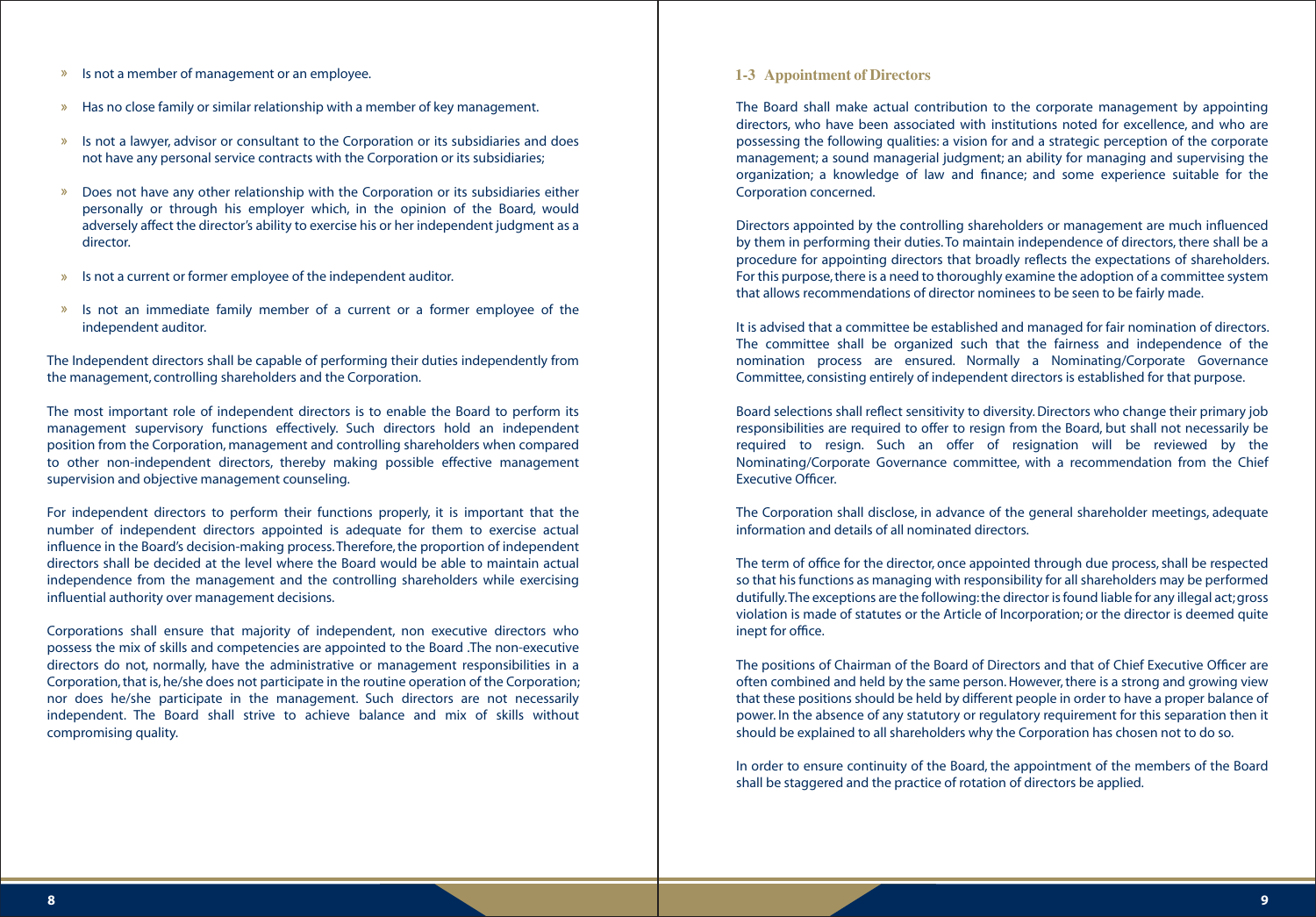- Is not a member of management or an employee.
- Has no close family or similar relationship with a member of key management.
- Is not a lawyer, advisor or consultant to the Corporation or its subsidiaries and does not have any personal service contracts with the Corporation or its subsidiaries;
- Does not have any other relationship with the Corporation or its subsidiaries either personally or through his employer which, in the opinion of the Board, would adversely affect the director's ability to exercise his or her independent judgment as a director.
- Is not a current or former employee of the independent auditor.
- Is not an immediate family member of a current or a former employee of the independent auditor.

The Independent directors shall be capable of performing their duties independently from the management, controlling shareholders and the Corporation.

The most important role of independent directors is to enable the Board to perform its management supervisory functions effectively. Such directors hold an independent position from the Corporation, management and controlling shareholders when compared to other non-independent directors, thereby making possible effective management supervision and objective management counseling.

For independent directors to perform their functions properly, it is important that the number of independent directors appointed is adequate for them to exercise actual influence in the Board's decision-making process. Therefore, the proportion of independent directors shall be decided at the level where the Board would be able to maintain actual independence from the management and the controlling shareholders while exercising influential authority over management decisions.

Corporations shall ensure that majority of independent, non executive directors who possess the mix of skills and competencies are appointed to the Board .The non-executive directors do not, normally, have the administrative or management responsibilities in a Corporation, that is, he/she does not participate in the routine operation of the Corporation; nor does he/she participate in the management. Such directors are not necessarily independent. The Board shall strive to achieve balance and mix of skills without compromising quality.

### 1-3 Appointment of Directors

The Board shall make actual contribution to the corporate management by appointing directors, who have been associated with institutions noted for excellence, and who are possessing the following qualities: a vision for and a strategic perception of the corporate management; a sound managerial judgment; an ability for managing and supervising the organization; a knowledge of law and finance; and some experience suitable for the Corporation concerned.

Directors appointed by the controlling shareholders or management are much influenced by them in performing their duties. To maintain independence of directors, there shall be a procedure for appointing directors that broadly reflects the expectations of shareholders. For this purpose, there is a need to thoroughly examine the adoption of a committee system that allows recommendations of director nominees to be seen to be fairly made.

It is advised that a committee be established and managed for fair nomination of directors. The committee shall be organized such that the fairness and independence of the nomination process are ensured. Normally a Nominating/Corporate Governance Committee, consisting entirely of independent directors is established for that purpose.

Board selections shall reflect sensitivity to diversity. Directors who change their primary job responsibilities are required to offer to resign from the Board, but shall not necessarily be required to resign. Such an offer of resignation will be reviewed by the Nominating/Corporate Governance committee, with a recommendation from the Chief Executive Officer.

The Corporation shall disclose, in advance of the general shareholder meetings, adequate information and details of all nominated directors.

The term of office for the director, once appointed through due process, shall be respected so that his functions as managing with responsibility for all shareholders may be performed dutifully. The exceptions are the following: the director is found liable for any illegal act; gross violation is made of statutes or the Article of Incorporation; or the director is deemed quite inept for office.

The positions of Chairman of the Board of Directors and that of Chief Executive Officer are often combined and held by the same person. However, there is a strong and growing view that these positions should be held by different people in order to have a proper balance of power. In the absence of any statutory or regulatory requirement for this separation then it should be explained to all shareholders why the Corporation has chosen not to do so.

In order to ensure continuity of the Board, the appointment of the members of the Board shall be staggered and the practice of rotation of directors be applied.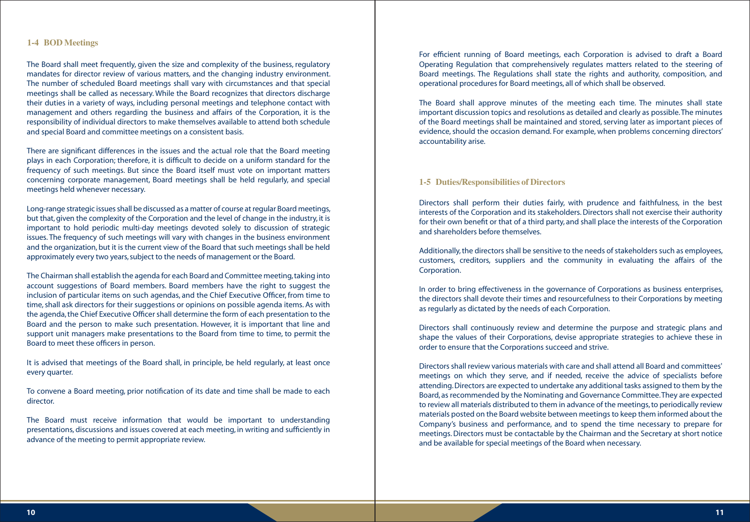## 1-4 BOD Meetings

The Board shall meet frequently, given the size and complexity of the business, regulatory mandates for director review of various matters, and the changing industry environment. The number of scheduled Board meetings shall vary with circumstances and that special meetings shall be called as necessary. While the Board recognizes that directors discharge their duties in a variety of ways, including personal meetings and telephone contact with management and others regarding the business and affairs of the Corporation, it is the responsibility of individual directors to make themselves available to attend both schedule and special Board and committee meetings on a consistent basis.

There are significant differences in the issues and the actual role that the Board meeting plays in each Corporation; therefore, it is difficult to decide on a uniform standard for the frequency of such meetings. But since the Board itself must vote on important matters concerning corporate management, Board meetings shall be held regularly, and special meetings held whenever necessary.

Long-range strategic issues shall be discussed as a matter of course at regular Board meetings, but that, given the complexity of the Corporation and the level of change in the industry, it is important to hold periodic multi-day meetings devoted solely to discussion of strategic issues. The frequency of such meetings will vary with changes in the business environment and the organization, but it is the current view of the Board that such meetings shall be held approximately every two years, subject to the needs of management or the Board.

The Chairman shall establish the agenda for each Board and Committee meeting, taking into account suggestions of Board members. Board members have the right to suggest the inclusion of particular items on such agendas, and the Chief Executive Officer, from time to time, shall ask directors for their suggestions or opinions on possible agenda items. As with the agenda, the Chief Executive Officer shall determine the form of each presentation to the Board and the person to make such presentation. However, it is important that line and support unit managers make presentations to the Board from time to time, to permit the Board to meet these officers in person.

It is advised that meetings of the Board shall, in principle, be held regularly, at least once every quarter.

To convene a Board meeting, prior notification of its date and time shall be made to each director.

The Board must receive information that would be important to understanding presentations, discussions and issues covered at each meeting, in writing and sufficiently in advance of the meeting to permit appropriate review.

For efficient running of Board meetings, each Corporation is advised to draft a Board Operating Regulation that comprehensively regulates matters related to the steering of Board meetings. The Regulations shall state the rights and authority, composition, and operational procedures for Board meetings, all of which shall be observed.

The Board shall approve minutes of the meeting each time. The minutes shall state important discussion topics and resolutions as detailed and clearly as possible. The minutes of the Board meetings shall be maintained and stored, serving later as important pieces of evidence, should the occasion demand. For example, when problems concerning directors' accountability arise.

## 1-5 Duties/Responsibilities of Directors

Directors shall perform their duties fairly, with prudence and faithfulness, in the best interests of the Corporation and its stakeholders. Directors shall not exercise their authority for their own benefit or that of a third party, and shall place the interests of the Corporation and shareholders before themselves.

Additionally, the directors shall be sensitive to the needs of stakeholders such as employees, customers, creditors, suppliers and the community in evaluating the affairs of the Corporation.

In order to bring effectiveness in the governance of Corporations as business enterprises, the directors shall devote their times and resourcefulness to their Corporations by meeting as regularly as dictated by the needs of each Corporation.

Directors shall continuously review and determine the purpose and strategic plans and shape the values of their Corporations, devise appropriate strategies to achieve these in order to ensure that the Corporations succeed and strive.

Directors shall review various materials with care and shall attend all Board and committees' meetings on which they serve, and if needed, receive the advice of specialists before attending. Directors are expected to undertake any additional tasks assigned to them by the Board, as recommended by the Nominating and Governance Committee. They are expected to review all materials distributed to them in advance of the meetings, to periodically review materials posted on the Board website between meetings to keep them informed about the Company's business and performance, and to spend the time necessary to prepare for meetings. Directors must be contactable by the Chairman and the Secretary at short notice and be available for special meetings of the Board when necessary.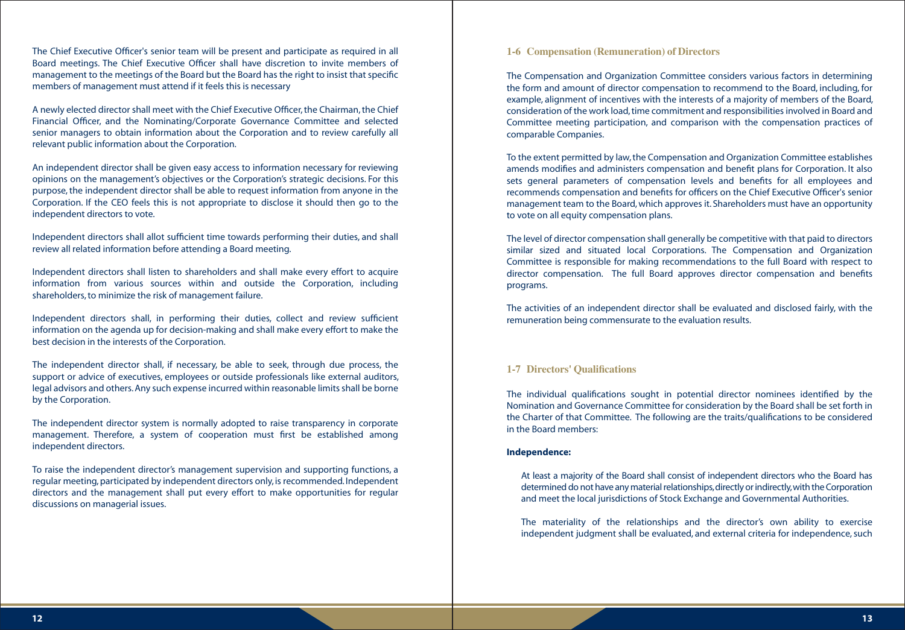The Chief Executive Officer's senior team will be present and participate as required in all Board meetings. The Chief Executive Officer shall have discretion to invite members of management to the meetings of the Board but the Board has the right to insist that specific members of management must attend if it feels this is necessary

A newly elected director shall meet with the Chief Executive Officer, the Chairman, the Chief Financial Officer, and the Nominating/Corporate Governance Committee and selected senior managers to obtain information about the Corporation and to review carefully all relevant public information about the Corporation.

An independent director shall be given easy access to information necessary for reviewing opinions on the management's objectives or the Corporation's strategic decisions. For this purpose, the independent director shall be able to request information from anyone in the Corporation. If the CEO feels this is not appropriate to disclose it should then go to the independent directors to vote.

Independent directors shall allot sufficient time towards performing their duties, and shall review all related information before attending a Board meeting.

Independent directors shall listen to shareholders and shall make every effort to acquire information from various sources within and outside the Corporation, including shareholders, to minimize the risk of management failure.

Independent directors shall, in performing their duties, collect and review sufficient information on the agenda up for decision-making and shall make every effort to make the best decision in the interests of the Corporation.

The independent director shall, if necessary, be able to seek, through due process, the support or advice of executives, employees or outside professionals like external auditors, legal advisors and others. Any such expense incurred within reasonable limits shall be borne by the Corporation.

The independent director system is normally adopted to raise transparency in corporate management. Therefore, a system of cooperation must first be established among independent directors.

To raise the independent director's management supervision and supporting functions, a regular meeting, participated by independent directors only, is recommended. Independent directors and the management shall put every effort to make opportunities for regular discussions on managerial issues.

## 1-6 Compensation (Remuneration) of Directors

The Compensation and Organization Committee considers various factors in determining the form and amount of director compensation to recommend to the Board, including, for example, alignment of incentives with the interests of a majority of members of the Board, consideration of the work load, time commitment and responsibilities involved in Board and Committee meeting participation, and comparison with the compensation practices of comparable Companies.

To the extent permitted by law, the Compensation and Organization Committee establishes amends modifies and administers compensation and benefit plans for Corporation. It also sets general parameters of compensation levels and benefits for all employees and recommends compensation and benefits for officers on the Chief Executive Officer's senior management team to the Board, which approves it. Shareholders must have an opportunity to vote on all equity compensation plans.

The level of director compensation shall generally be competitive with that paid to directors similar sized and situated local Corporations. The Compensation and Organization Committee is responsible for making recommendations to the full Board with respect to director compensation. The full Board approves director compensation and benefits programs.

The activities of an independent director shall be evaluated and disclosed fairly, with the remuneration being commensurate to the evaluation results.

## 1-7 Directors' Qualifications

The individual qualifications sought in potential director nominees identified by the Nomination and Governance Committee for consideration by the Board shall be set forth in the Charter of that Committee. The following are the traits/qualifications to be considered in the Board members:

**Independence:**

At least a majority of the Board shall consist of independent directors who the Board has determined do not have any material relationships, directly or indirectly, with the Corporation and meet the local jurisdictions of Stock Exchange and Governmental Authorities.

The materiality of the relationships and the director's own ability to exercise independent judgment shall be evaluated, and external criteria for independence, such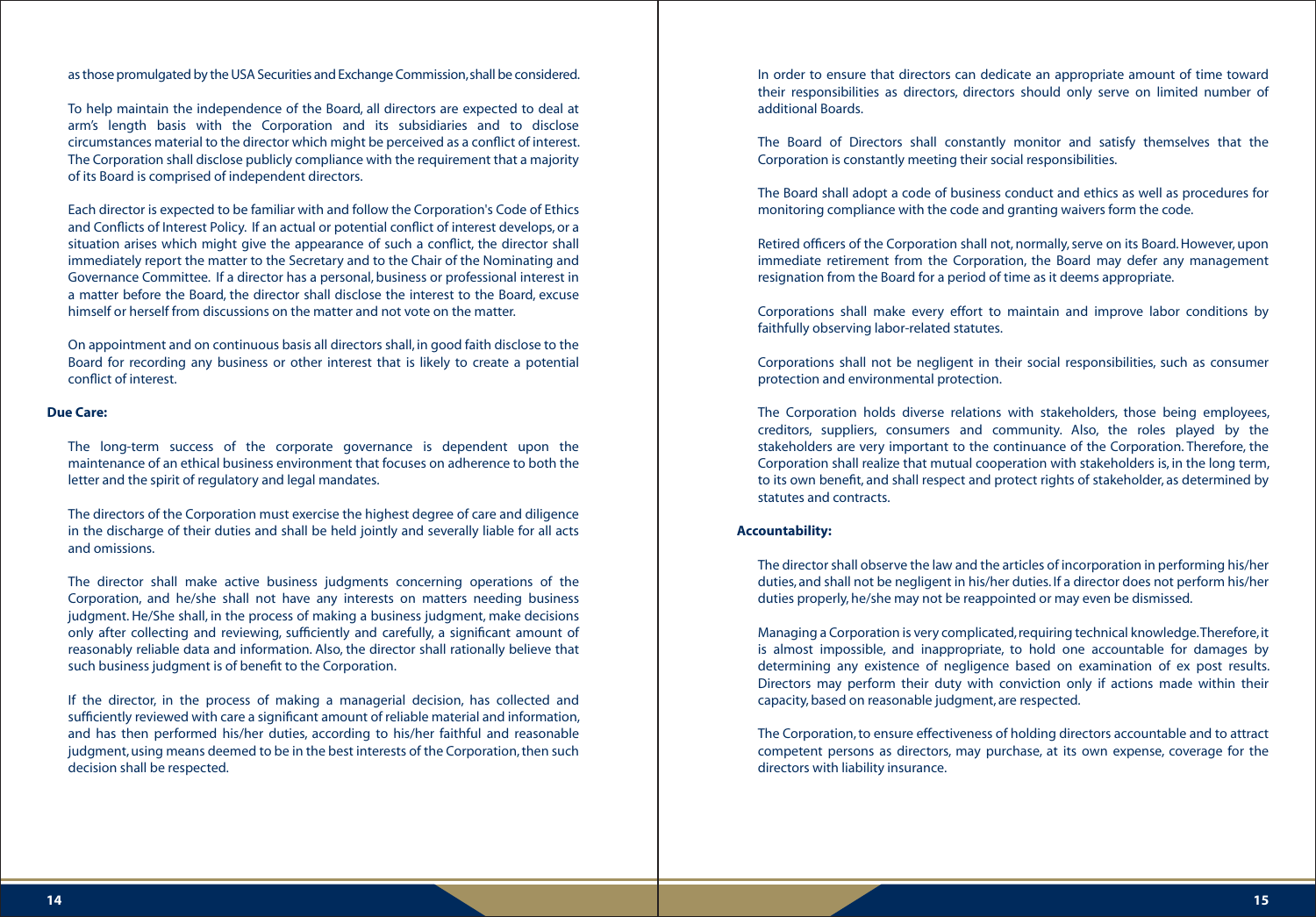as those promulgated by the USA Securities and Exchange Commission, shall be considered.

To help maintain the independence of the Board, all directors are expected to deal at arm's length basis with the Corporation and its subsidiaries and to disclose circumstances material to the director which might be perceived as a conflict of interest. The Corporation shall disclose publicly compliance with the requirement that a majority of its Board is comprised of independent directors.

Each director is expected to be familiar with and follow the Corporation's Code of Ethics and Conflicts of Interest Policy. If an actual or potential conflict of interest develops, or a situation arises which might give the appearance of such a conflict, the director shall immediately report the matter to the Secretary and to the Chair of the Nominating and Governance Committee. If a director has a personal, business or professional interest in a matter before the Board, the director shall disclose the interest to the Board, excuse himself or herself from discussions on the matter and not vote on the matter.

On appointment and on continuous basis all directors shall, in good faith disclose to the Board for recording any business or other interest that is likely to create a potential conflict of interest.

**Due Care:**

The long-term success of the corporate governance is dependent upon the maintenance of an ethical business environment that focuses on adherence to both the letter and the spirit of regulatory and legal mandates.

The directors of the Corporation must exercise the highest degree of care and diligence in the discharge of their duties and shall be held jointly and severally liable for all acts and omissions.

The director shall make active business judgments concerning operations of the Corporation, and he/she shall not have any interests on matters needing business judgment. He/She shall, in the process of making a business judgment, make decisions only after collecting and reviewing, sufficiently and carefully, a significant amount of reasonably reliable data and information. Also, the director shall rationally believe that such business judgment is of benefit to the Corporation.

If the director, in the process of making a managerial decision, has collected and sufficiently reviewed with care a significant amount of reliable material and information, and has then performed his/her duties, according to his/her faithful and reasonable judgment, using means deemed to be in the best interests of the Corporation, then such decision shall be respected.

In order to ensure that directors can dedicate an appropriate amount of time toward their responsibilities as directors, directors should only serve on limited number of additional Boards.

The Board of Directors shall constantly monitor and satisfy themselves that the Corporation is constantly meeting their social responsibilities.

The Board shall adopt a code of business conduct and ethics as well as procedures for monitoring compliance with the code and granting waivers form the code.

Retired officers of the Corporation shall not, normally, serve on its Board. However, upon immediate retirement from the Corporation, the Board may defer any management resignation from the Board for a period of time as it deems appropriate.

Corporations shall make every effort to maintain and improve labor conditions by faithfully observing labor-related statutes.

Corporations shall not be negligent in their social responsibilities, such as consumer protection and environmental protection.

The Corporation holds diverse relations with stakeholders, those being employees, creditors, suppliers, consumers and community. Also, the roles played by the stakeholders are very important to the continuance of the Corporation. Therefore, the Corporation shall realize that mutual cooperation with stakeholders is, in the long term, to its own benefit, and shall respect and protect rights of stakeholder, as determined by statutes and contracts.

**Accountability:**

The director shall observe the law and the articles of incorporation in performing his/her duties, and shall not be negligent in his/her duties. If a director does not perform his/her duties properly, he/she may not be reappointed or may even be dismissed.

Managing a Corporation is very complicated, requiring technical knowledge. Therefore, it is almost impossible, and inappropriate, to hold one accountable for damages by determining any existence of negligence based on examination of ex post results. Directors may perform their duty with conviction only if actions made within their capacity, based on reasonable judgment, are respected.

The Corporation, to ensure effectiveness of holding directors accountable and to attract competent persons as directors, may purchase, at its own expense, coverage for the directors with liability insurance.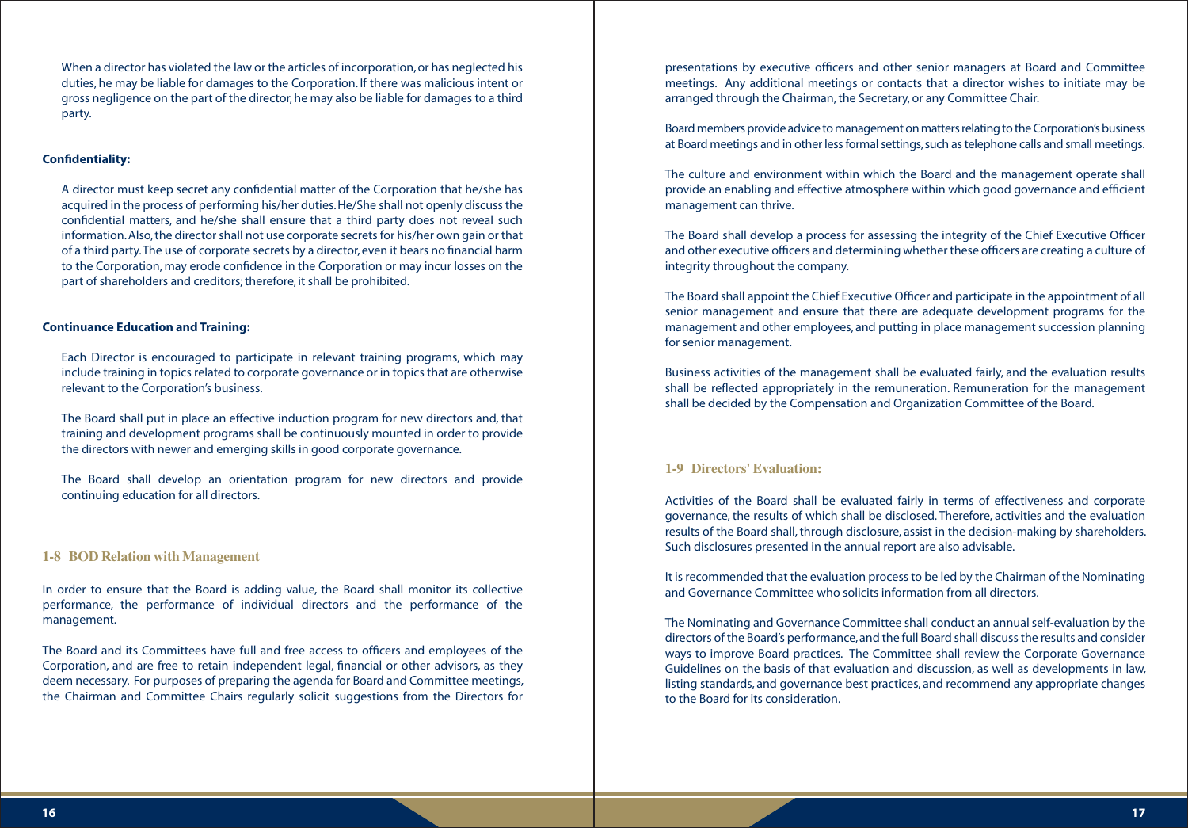When a director has violated the law or the articles of incorporation, or has neglected his duties, he may be liable for damages to the Corporation. If there was malicious intent or gross negligence on the part of the director, he may also be liable for damages to a third party.

**Confidentiality:**

A director must keep secret any confidential matter of the Corporation that he/she has acquired in the process of performing his/her duties. He/She shall not openly discuss the confidential matters, and he/she shall ensure that a third party does not reveal such information. Also, the director shall not use corporate secrets for his/her own gain or that of a third party. The use of corporate secrets by a director, even it bears no financial harm to the Corporation, may erode confidence in the Corporation or may incur losses on the part of shareholders and creditors; therefore, it shall be prohibited.

**Continuance Education and Training:**

Each Director is encouraged to participate in relevant training programs, which may include training in topics related to corporate governance or in topics that are otherwise relevant to the Corporation's business.

The Board shall put in place an effective induction program for new directors and, that training and development programs shall be continuously mounted in order to provide the directors with newer and emerging skills in good corporate governance.

The Board shall develop an orientation program for new directors and provide continuing education for all directors.

## 1-8 BOD Relation with Management

In order to ensure that the Board is adding value, the Board shall monitor its collective performance, the performance of individual directors and the performance of the management.

The Board and its Committees have full and free access to officers and employees of the Corporation, and are free to retain independent legal, financial or other advisors, as they deem necessary. For purposes of preparing the agenda for Board and Committee meetings, the Chairman and Committee Chairs regularly solicit suggestions from the Directors for presentations by executive officers and other senior managers at Board and Committee meetings. Any additional meetings or contacts that a director wishes to initiate may be arranged through the Chairman, the Secretary, or any Committee Chair.

Board members provide advice to management on matters relating to the Corporation's business at Board meetings and in other less formal settings, such as telephone calls and small meetings.

The culture and environment within which the Board and the management operate shall provide an enabling and effective atmosphere within which good governance and efficient management can thrive.

The Board shall develop a process for assessing the integrity of the Chief Executive Officer and other executive officers and determining whether these officers are creating a culture of integrity throughout the company.

The Board shall appoint the Chief Executive Officer and participate in the appointment of all senior management and ensure that there are adequate development programs for the management and other employees, and putting in place management succession planning for senior management.

Business activities of the management shall be evaluated fairly, and the evaluation results shall be reflected appropriately in the remuneration. Remuneration for the management shall be decided by the Compensation and Organization Committee of the Board.

## 1-9 Directors' Evaluation:

Activities of the Board shall be evaluated fairly in terms of effectiveness and corporate governance, the results of which shall be disclosed. Therefore, activities and the evaluation results of the Board shall, through disclosure, assist in the decision-making by shareholders. Such disclosures presented in the annual report are also advisable.

It is recommended that the evaluation process to be led by the Chairman of the Nominating and Governance Committee who solicits information from all directors.

The Nominating and Governance Committee shall conduct an annual self-evaluation by the directors of the Board's performance, and the full Board shall discuss the results and consider ways to improve Board practices. The Committee shall review the Corporate Governance Guidelines on the basis of that evaluation and discussion, as well as developments in law, listing standards, and governance best practices, and recommend any appropriate changes to the Board for its consideration.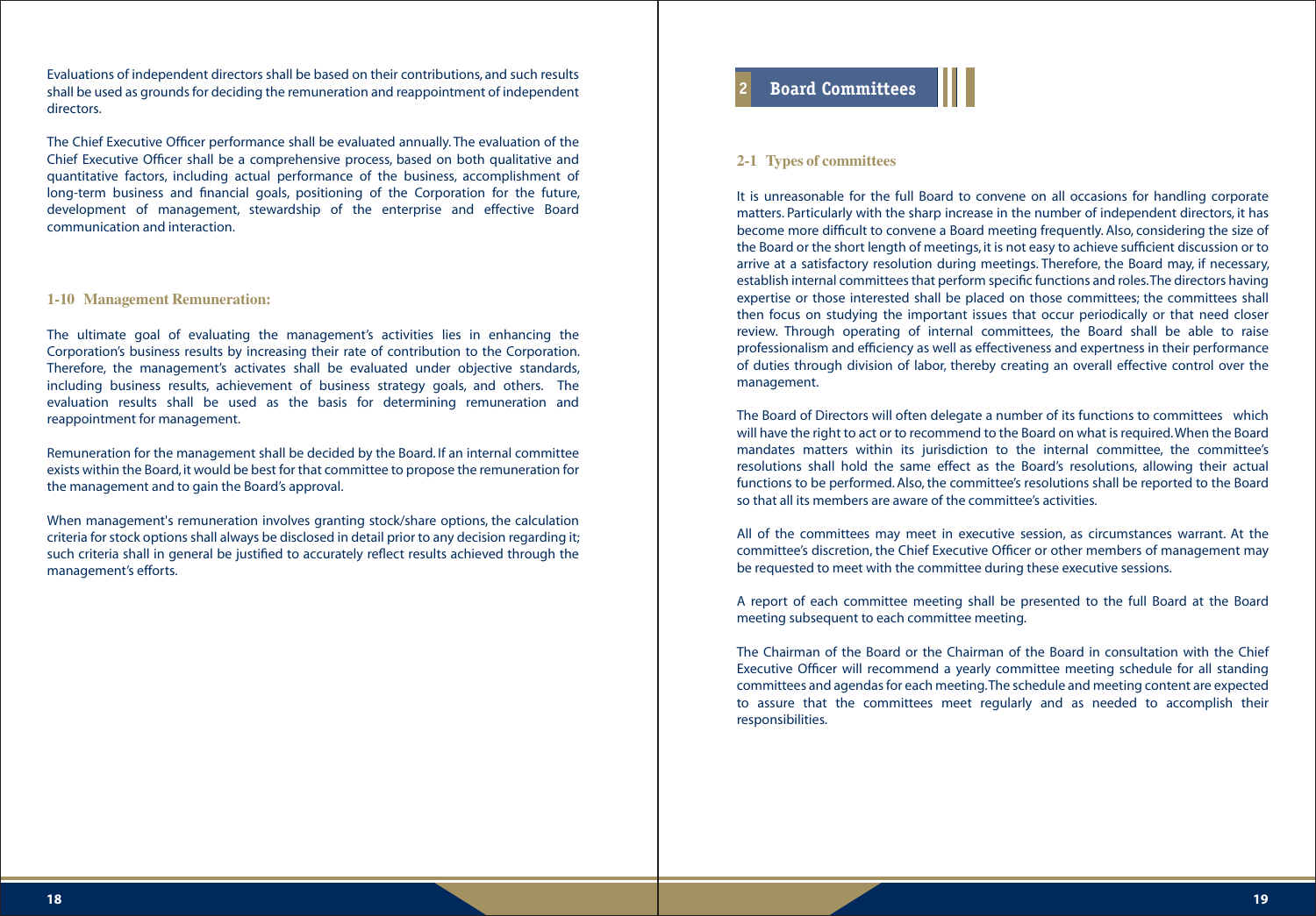Evaluations of independent directors shall be based on their contributions, and such results shall be used as grounds for deciding the remuneration and reappointment of independent directors.

The Chief Executive Officer performance shall be evaluated annually. The evaluation of the Chief Executive Officer shall be a comprehensive process, based on both qualitative and quantitative factors, including actual performance of the business, accomplishment of long-term business and financial goals, positioning of the Corporation for the future, development of management, stewardship of the enterprise and effective Board communication and interaction.

### 1-10 Management Remuneration:

The ultimate goal of evaluating the management's activities lies in enhancing the Corporation's business results by increasing their rate of contribution to the Corporation. Therefore, the management's activates shall be evaluated under objective standards, including business results, achievement of business strategy goals, and others. The evaluation results shall be used as the basis for determining remuneration and reappointment for management.

Remuneration for the management shall be decided by the Board. If an internal committee exists within the Board, it would be best for that committee to propose the remuneration for the management and to gain the Board's approval.

When management's remuneration involves granting stock/share options, the calculation criteria for stock options shall always be disclosed in detail prior to any decision regarding it; such criteria shall in general be justified to accurately reflect results achieved through the management's efforts.

## 2 Board Committees

### 2-1 Types of committees

It is unreasonable for the full Board to convene on all occasions for handling corporate matters. Particularly with the sharp increase in the number of independent directors, it has become more difficult to convene a Board meeting frequently. Also, considering the size of the Board or the short length of meetings, it is not easy to achieve sufficient discussion or to arrive at a satisfactory resolution during meetings. Therefore, the Board may, if necessary, establish internal committees that perform specific functions and roles. The directors having expertise or those interested shall be placed on those committees; the committees shall then focus on studying the important issues that occur periodically or that need closer review. Through operating of internal committees, the Board shall be able to raise professionalism and efficiency as well as effectiveness and expertness in their performance of duties through division of labor, thereby creating an overall effective control over the management.

The Board of Directors will often delegate a number of its functions to committees which will have the right to act or to recommend to the Board on what is required. When the Board mandates matters within its jurisdiction to the internal committee, the committee's resolutions shall hold the same effect as the Board's resolutions, allowing their actual functions to be performed. Also, the committee's resolutions shall be reported to the Board so that all its members are aware of the committee's activities.

All of the committees may meet in executive session, as circumstances warrant. At the committee's discretion, the Chief Executive Officer or other members of management may be requested to meet with the committee during these executive sessions.

A report of each committee meeting shall be presented to the full Board at the Board meeting subsequent to each committee meeting.

The Chairman of the Board or the Chairman of the Board in consultation with the Chief Executive Officer will recommend a yearly committee meeting schedule for all standing committees and agendas for each meeting. The schedule and meeting content are expected to assure that the committees meet regularly and as needed to accomplish their responsibilities.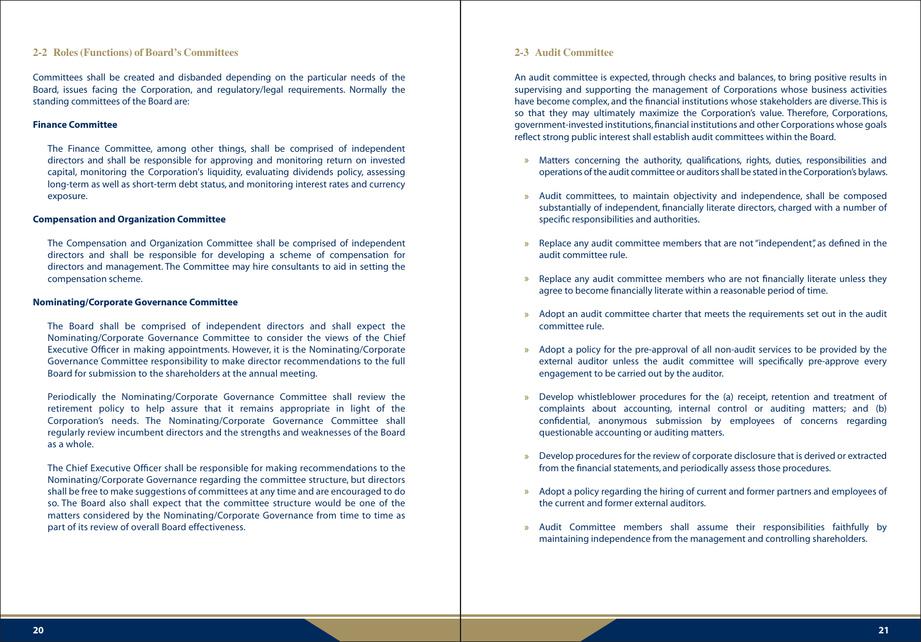## 2-2 Roles (Functions) of Board's Committees

Committees shall be created and disbanded depending on the particular needs of the Board, issues facing the Corporation, and regulatory/legal requirements. Normally the standing committees of the Board are:

**Finance Committee**

The Finance Committee, among other things, shall be comprised of independent directors and shall be responsible for approving and monitoring return on invested capital, monitoring the Corporation's liquidity, evaluating dividends policy, assessing long-term as well as short-term debt status, and monitoring interest rates and currency exposure.

**Compensation and Organization Committee**

The Compensation and Organization Committee shall be comprised of independent directors and shall be responsible for developing a scheme of compensation for directors and management. The Committee may hire consultants to aid in setting the compensation scheme.

**Nominating/Corporate Governance Committee**

The Board shall be comprised of independent directors and shall expect the Nominating/Corporate Governance Committee to consider the views of the Chief Executive Officer in making appointments. However, it is the Nominating/Corporate Governance Committee responsibility to make director recommendations to the full Board for submission to the shareholders at the annual meeting.

Periodically the Nominating/Corporate Governance Committee shall review the retirement policy to help assure that it remains appropriate in light of the Corporation's needs. The Nominating/Corporate Governance Committee shall regularly review incumbent directors and the strengths and weaknesses of the Board as a whole.

The Chief Executive Officer shall be responsible for making recommendations to the Nominating/Corporate Governance regarding the committee structure, but directors shall be free to make suggestions of committees at any time and are encouraged to do so. The Board also shall expect that the committee structure would be one of the matters considered by the Nominating/Corporate Governance from time to time as part of its review of overall Board effectiveness.

## 2-3 Audit Committee

An audit committee is expected, through checks and balances, to bring positive results in supervising and supporting the management of Corporations whose business activities have become complex, and the financial institutions whose stakeholders are diverse. This is so that they may ultimately maximize the Corporation's value. Therefore, Corporations, government-invested institutions, financial institutions and other Corporations whose goals reflect strong public interest shall establish audit committees within the Board.

- Matters concerning the authority, qualifications, rights, duties, responsibilities and operations of the audit committee or auditors shall be stated in the Corporation's bylaws.
- Audit committees, to maintain objectivity and independence, shall be composed substantially of independent, financially literate directors, charged with a number of specific responsibilities and authorities.
- Replace any audit committee members that are not "independent", as defined in the audit committee rule.
- Replace any audit committee members who are not financially literate unless they agree to become financially literate within a reasonable period of time.
- Adopt an audit committee charter that meets the requirements set out in the audit committee rule.
- Adopt a policy for the pre-approval of all non-audit services to be provided by the external auditor unless the audit committee will specifically pre-approve every engagement to be carried out by the auditor.
- Develop whistleblower procedures for the (a) receipt, retention and treatment of complaints about accounting, internal control or auditing matters; and (b) confidential, anonymous submission by employees of concerns regarding questionable accounting or auditing matters.
- Develop procedures for the review of corporate disclosure that is derived or extracted from the financial statements, and periodically assess those procedures.
- Adopt a policy regarding the hiring of current and former partners and employees of the current and former external auditors.
- Audit Committee members shall assume their responsibilities faithfully by maintaining independence from the management and controlling shareholders.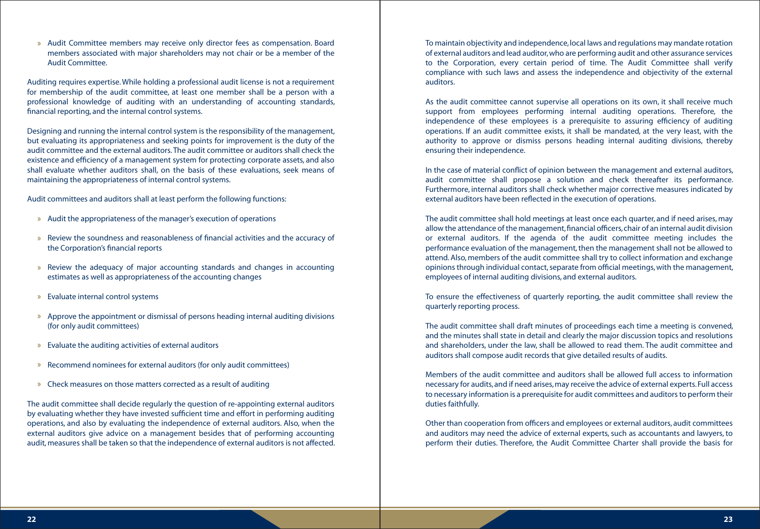- Audit Committee members may receive only director fees as compensation. Board members associated with major shareholders may not chair or be a member of the Audit Committee.

Auditing requires expertise. While holding a professional audit license is not a requirement for membership of the audit committee, at least one member shall be a person with a professional knowledge of auditing with an understanding of accounting standards, financial reporting, and the internal control systems.

Designing and running the internal control system is the responsibility of the management, but evaluating its appropriateness and seeking points for improvement is the duty of the audit committee and the external auditors. The audit committee or auditors shall check the existence and efficiency of a management system for protecting corporate assets, and also shall evaluate whether auditors shall, on the basis of these evaluations, seek means of maintaining the appropriateness of internal control systems.

Audit committees and auditors shall at least perform the following functions:

- Audit the appropriateness of the manager's execution of operations
- Review the soundness and reasonableness of financial activities and the accuracy of the Corporation's financial reports
- Review the adequacy of major accounting standards and changes in accounting estimates as well as appropriateness of the accounting changes
- Evaluate internal control systems
- Approve the appointment or dismissal of persons heading internal auditing divisions (for only audit committees)
- Evaluate the auditing activities of external auditors
- Recommend nominees for external auditors (for only audit committees)
- Check measures on those matters corrected as a result of auditing

The audit committee shall decide regularly the question of re-appointing external auditors by evaluating whether they have invested sufficient time and effort in performing auditing operations, and also by evaluating the independence of external auditors. Also, when the external auditors give advice on a management besides that of performing accounting audit, measures shall be taken so that the independence of external auditors is not affected.

To maintain objectivity and independence, local laws and regulations may mandate rotation of external auditors and lead auditor, who are performing audit and other assurance services to the Corporation, every certain period of time. The Audit Committee shall verify compliance with such laws and assess the independence and objectivity of the external auditors.

As the audit committee cannot supervise all operations on its own, it shall receive much support from employees performing internal auditing operations. Therefore, the independence of these employees is a prerequisite to assuring efficiency of auditing operations. If an audit committee exists, it shall be mandated, at the very least, with the authority to approve or dismiss persons heading internal auditing divisions, thereby ensuring their independence.

In the case of material conflict of opinion between the management and external auditors, audit committee shall propose a solution and check thereafter its performance. Furthermore, internal auditors shall check whether major corrective measures indicated by external auditors have been reflected in the execution of operations.

The audit committee shall hold meetings at least once each quarter, and if need arises, may allow the attendance of the management, financial officers, chair of an internal audit division or external auditors. If the agenda of the audit committee meeting includes the performance evaluation of the management, then the management shall not be allowed to attend. Also, members of the audit committee shall try to collect information and exchange opinions through individual contact, separate from official meetings, with the management, employees of internal auditing divisions, and external auditors.

To ensure the effectiveness of quarterly reporting, the audit committee shall review the quarterly reporting process.

The audit committee shall draft minutes of proceedings each time a meeting is convened, and the minutes shall state in detail and clearly the major discussion topics and resolutions and shareholders, under the law, shall be allowed to read them. The audit committee and auditors shall compose audit records that give detailed results of audits.

Members of the audit committee and auditors shall be allowed full access to information necessary for audits, and if need arises, may receive the advice of external experts. Full access to necessary information is a prerequisite for audit committees and auditors to perform their duties faithfully.

Other than cooperation from officers and employees or external auditors, audit committees and auditors may need the advice of external experts, such as accountants and lawyers, to perform their duties. Therefore, the Audit Committee Charter shall provide the basis for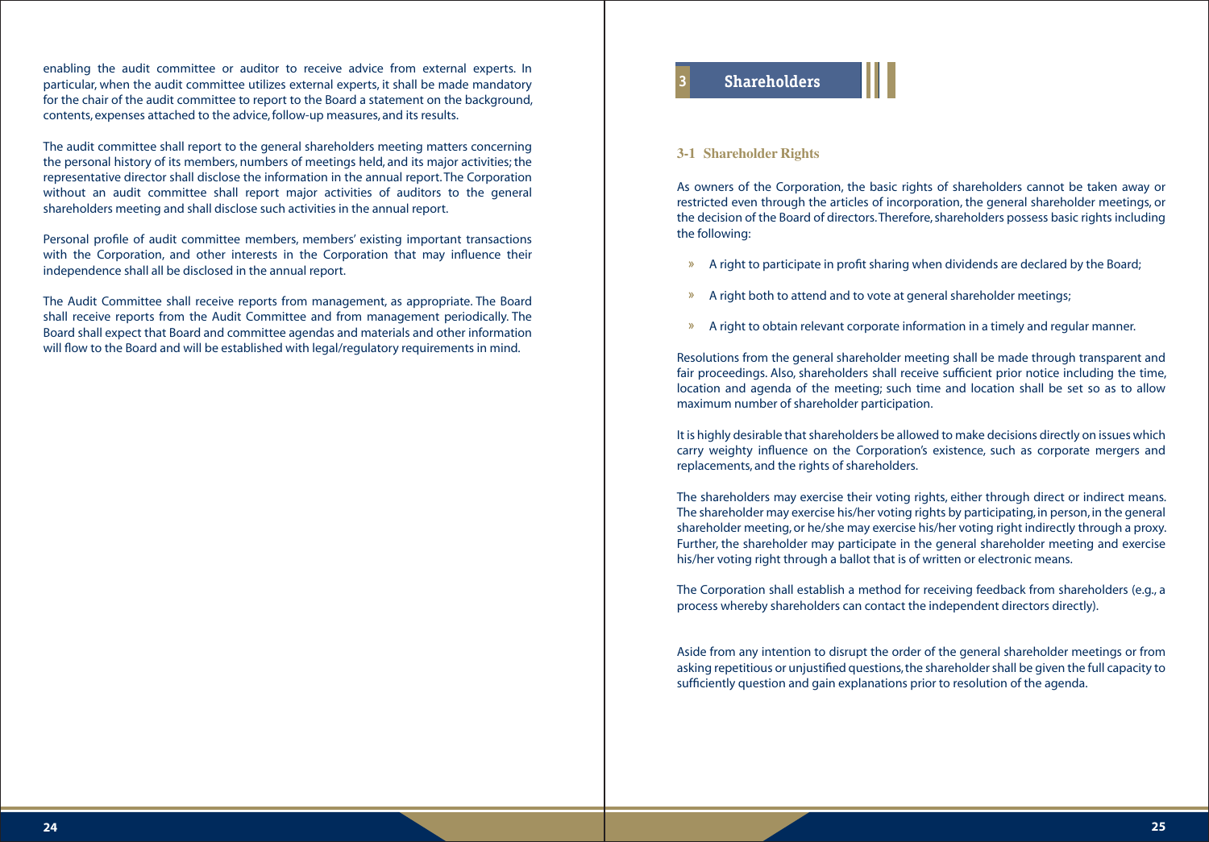enabling the audit committee or auditor to receive advice from external experts. In particular, when the audit committee utilizes external experts, it shall be made mandatory for the chair of the audit committee to report to the Board a statement on the background, contents, expenses attached to the advice, follow-up measures, and its results.

The audit committee shall report to the general shareholders meeting matters concerning the personal history of its members, numbers of meetings held, and its major activities; the representative director shall disclose the information in the annual report. The Corporation without an audit committee shall report major activities of auditors to the general shareholders meeting and shall disclose such activities in the annual report.

Personal profile of audit committee members, members' existing important transactions with the Corporation, and other interests in the Corporation that may influence their independence shall all be disclosed in the annual report.

The Audit Committee shall receive reports from management, as appropriate. The Board shall receive reports from the Audit Committee and from management periodically. The Board shall expect that Board and committee agendas and materials and other information will flow to the Board and will be established with legal/regulatory requirements in mind.

# 3 Shareholders

## 3-1 Shareholder Rights

As owners of the Corporation, the basic rights of shareholders cannot be taken away or restricted even through the articles of incorporation, the general shareholder meetings, or the decision of the Board of directors. Therefore, shareholders possess basic rights including the following:

- A right to participate in profit sharing when dividends are declared by the Board;
- A right both to attend and to vote at general shareholder meetings;
- A right to obtain relevant corporate information in a timely and regular manner.

Resolutions from the general shareholder meeting shall be made through transparent and fair proceedings. Also, shareholders shall receive sufficient prior notice including the time, location and agenda of the meeting; such time and location shall be set so as to allow maximum number of shareholder participation.

It is highly desirable that shareholders be allowed to make decisions directly on issues which carry weighty influence on the Corporation's existence, such as corporate mergers and replacements, and the rights of shareholders.

The shareholders may exercise their voting rights, either through direct or indirect means. The shareholder may exercise his/her voting rights by participating, in person, in the general shareholder meeting, or he/she may exercise his/her voting right indirectly through a proxy. Further, the shareholder may participate in the general shareholder meeting and exercise his/her voting right through a ballot that is of written or electronic means.

The Corporation shall establish a method for receiving feedback from shareholders (e.g., a process whereby shareholders can contact the independent directors directly).

Aside from any intention to disrupt the order of the general shareholder meetings or from asking repetitious or unjustified questions, the shareholder shall be given the full capacity to sufficiently question and gain explanations prior to resolution of the agenda.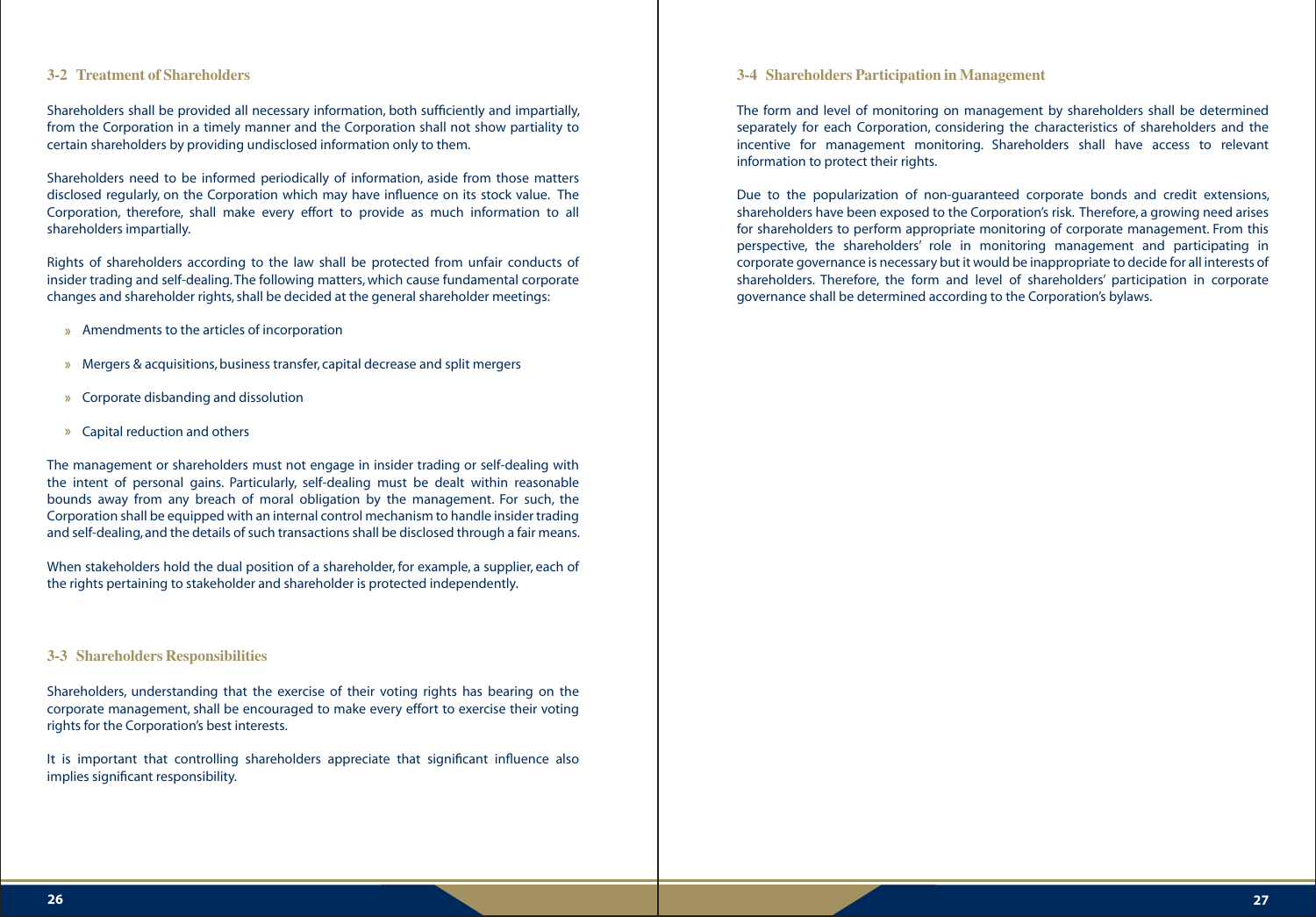### 3-2 Treatment of Shareholders

Shareholders shall be provided all necessary information, both sufficiently and impartially, from the Corporation in a timely manner and the Corporation shall not show partiality to certain shareholders by providing undisclosed information only to them.

Shareholders need to be informed periodically of information, aside from those matters disclosed regularly, on the Corporation which may have influence on its stock value. The Corporation, therefore, shall make every effort to provide as much information to all shareholders impartially.

Rights of shareholders according to the law shall be protected from unfair conducts of insider trading and self-dealing. The following matters, which cause fundamental corporate changes and shareholder rights, shall be decided at the general shareholder meetings:

- Amendments to the articles of incorporation
- Mergers & acquisitions, business transfer, capital decrease and split mergers
- Corporate disbanding and dissolution
- Capital reduction and others

The management or shareholders must not engage in insider trading or self-dealing with the intent of personal gains. Particularly, self-dealing must be dealt within reasonable bounds away from any breach of moral obligation by the management. For such, the Corporation shall be equipped with an internal control mechanism to handle insider trading and self-dealing, and the details of such transactions shall be disclosed through a fair means.

When stakeholders hold the dual position of a shareholder, for example, a supplier, each of the rights pertaining to stakeholder and shareholder is protected independently.

### 3-3 Shareholders Responsibilities

Shareholders, understanding that the exercise of their voting rights has bearing on the corporate management, shall be encouraged to make every effort to exercise their voting rights for the Corporation's best interests.

It is important that controlling shareholders appreciate that significant influence also implies significant responsibility.

### 3-4 Shareholders Participation in Management

The form and level of monitoring on management by shareholders shall be determined separately for each Corporation, considering the characteristics of shareholders and the incentive for management monitoring. Shareholders shall have access to relevant information to protect their rights.

Due to the popularization of non-guaranteed corporate bonds and credit extensions, shareholders have been exposed to the Corporation's risk. Therefore, a growing need arises for shareholders to perform appropriate monitoring of corporate management. From this perspective, the shareholders' role in monitoring management and participating in corporate governance is necessary but it would be inappropriate to decide for all interests of shareholders. Therefore, the form and level of shareholders' participation in corporate governance shall be determined according to the Corporation's bylaws.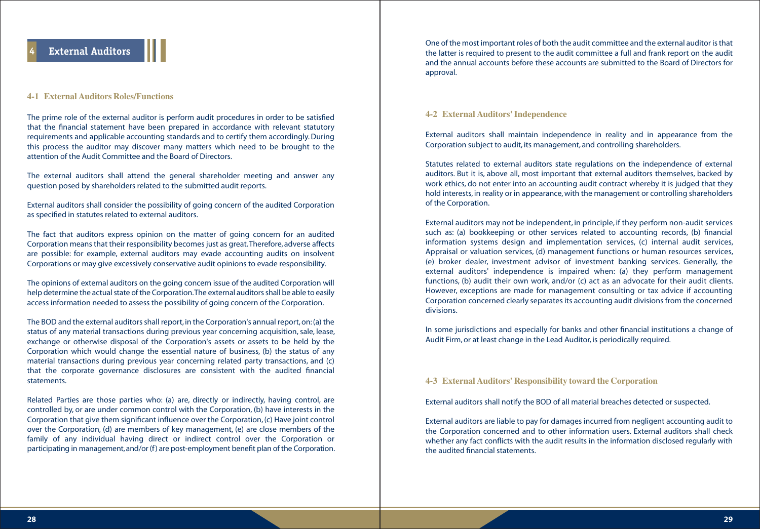# 4 External Auditors

## 4-1 External Auditors Roles/Functions

The prime role of the external auditor is perform audit procedures in order to be satisfied that the financial statement have been prepared in accordance with relevant statutory requirements and applicable accounting standards and to certify them accordingly. During this process the auditor may discover many matters which need to be brought to the attention of the Audit Committee and the Board of Directors.

The external auditors shall attend the general shareholder meeting and answer any question posed by shareholders related to the submitted audit reports.

External auditors shall consider the possibility of going concern of the audited Corporation as specified in statutes related to external auditors.

The fact that auditors express opinion on the matter of going concern for an audited Corporation means that their responsibility becomes just as great. Therefore, adverse affects are possible: for example, external auditors may evade accounting audits on insolvent Corporations or may give excessively conservative audit opinions to evade responsibility.

The opinions of external auditors on the going concern issue of the audited Corporation will help determine the actual state of the Corporation. The external auditors shall be able to easily access information needed to assess the possibility of going concern of the Corporation.

The BOD and the external auditors shall report, in the Corporation's annual report, on: (a) the status of any material transactions during previous year concerning acquisition, sale, lease, exchange or otherwise disposal of the Corporation's assets or assets to be held by the Corporation which would change the essential nature of business, (b) the status of any material transactions during previous year concerning related party transactions, and (c) that the corporate governance disclosures are consistent with the audited financial statements.

Related Parties are those parties who: (a) are, directly or indirectly, having control, are controlled by, or are under common control with the Corporation, (b) have interests in the Corporation that give them significant influence over the Corporation, (c) Have joint control over the Corporation, (d) are members of key management, (e) are close members of the family of any individual having direct or indirect control over the Corporation or participating in management, and/or (f) are post-employment benefit plan of the Corporation.

One of the most important roles of both the audit committee and the external auditor is that the latter is required to present to the audit committee a full and frank report on the audit and the annual accounts before these accounts are submitted to the Board of Directors for approval.

## 4-2 External Auditors' Independence

External auditors shall maintain independence in reality and in appearance from the Corporation subject to audit, its management, and controlling shareholders.

Statutes related to external auditors state regulations on the independence of external auditors. But it is, above all, most important that external auditors themselves, backed by work ethics, do not enter into an accounting audit contract whereby it is judged that they hold interests, in reality or in appearance, with the management or controlling shareholders of the Corporation.

External auditors may not be independent, in principle, if they perform non-audit services such as: (a) bookkeeping or other services related to accounting records, (b) financial information systems design and implementation services, (c) internal audit services, Appraisal or valuation services, (d) management functions or human resources services, (e) broker dealer, investment advisor of investment banking services. Generally, the external auditors' independence is impaired when: (a) they perform management functions, (b) audit their own work, and/or (c) act as an advocate for their audit clients. However, exceptions are made for management consulting or tax advice if accounting Corporation concerned clearly separates its accounting audit divisions from the concerned divisions.

In some jurisdictions and especially for banks and other financial institutions a change of Audit Firm, or at least change in the Lead Auditor, is periodically required.

## 4-3 External Auditors' Responsibility toward the Corporation

External auditors shall notify the BOD of all material breaches detected or suspected.

External auditors are liable to pay for damages incurred from negligent accounting audit to the Corporation concerned and to other information users. External auditors shall check whether any fact conflicts with the audit results in the information disclosed regularly with the audited financial statements.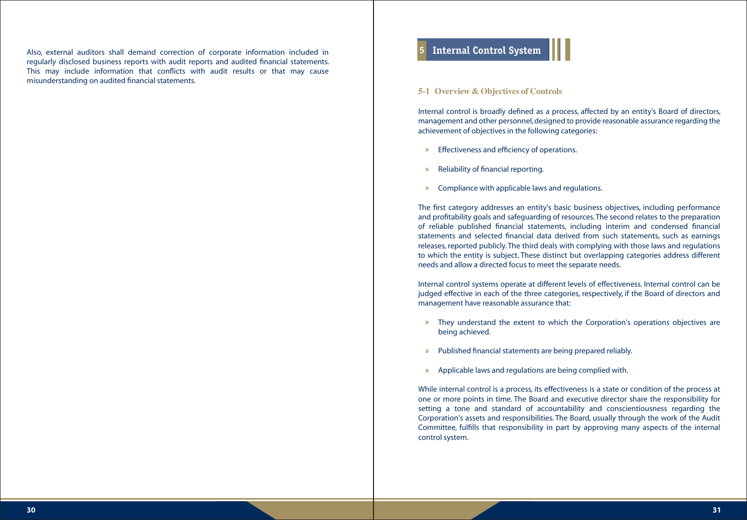Also, external auditors shall demand correction of corporate information included in regularly disclosed business reports with audit reports and audited financial statements. This may include information that conflicts with audit results or that may cause misunderstanding on audited financial statements.

# 5 Internal Control System

## 5-1 Overview & Objectives of Controls

Internal control is broadly defined as a process, affected by an entity's Board of directors, management and other personnel, designed to provide reasonable assurance regarding the achievement of objectives in the following categories:

- Effectiveness and efficiency of operations.
- Reliability of financial reporting.
- Compliance with applicable laws and regulations.

The first category addresses an entity's basic business objectives, including performance and profitability goals and safeguarding of resources. The second relates to the preparation of reliable published financial statements, including interim and condensed financial statements and selected financial data derived from such statements, such as earnings releases, reported publicly. The third deals with complying with those laws and regulations to which the entity is subject. These distinct but overlapping categories address different needs and allow a directed focus to meet the separate needs.

Internal control systems operate at different levels of effectiveness. Internal control can be judged effective in each of the three categories, respectively, if the Board of directors and management have reasonable assurance that:

- They understand the extent to which the Corporation's operations objectives are being achieved.
- Published financial statements are being prepared reliably.
- Applicable laws and regulations are being complied with.

While internal control is a process, its effectiveness is a state or condition of the process at one or more points in time. The Board and executive director share the responsibility for setting a tone and standard of accountability and conscientiousness regarding the Corporation's assets and responsibilities. The Board, usually through the work of the Audit Committee, fulfills that responsibility in part by approving many aspects of the internal control system.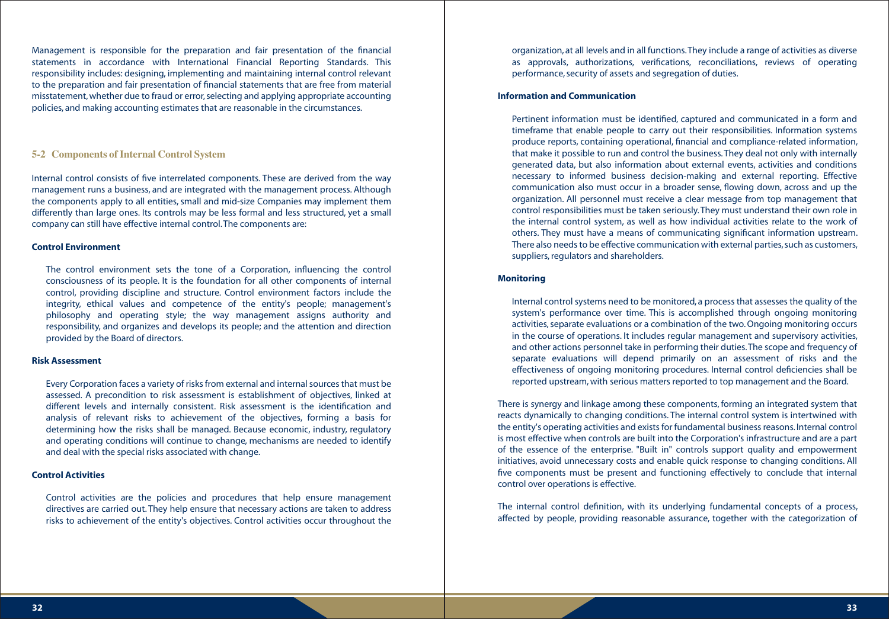Management is responsible for the preparation and fair presentation of the financial statements in accordance with International Financial Reporting Standards. This responsibility includes: designing, implementing and maintaining internal control relevant to the preparation and fair presentation of financial statements that are free from material misstatement, whether due to fraud or error, selecting and applying appropriate accounting policies, and making accounting estimates that are reasonable in the circumstances.

## 5-2 Components of Internal Control System

Internal control consists of five interrelated components. These are derived from the way management runs a business, and are integrated with the management process. Although the components apply to all entities, small and mid-size Companies may implement them differently than large ones. Its controls may be less formal and less structured, yet a small company can still have effective internal control. The components are:

**Control Environment**

The control environment sets the tone of a Corporation, influencing the control consciousness of its people. It is the foundation for all other components of internal control, providing discipline and structure. Control environment factors include the integrity, ethical values and competence of the entity's people; management's philosophy and operating style; the way management assigns authority and responsibility, and organizes and develops its people; and the attention and direction provided by the Board of directors.

**Risk Assessment**

Every Corporation faces a variety of risks from external and internal sources that must be assessed. A precondition to risk assessment is establishment of objectives, linked at different levels and internally consistent. Risk assessment is the identification and analysis of relevant risks to achievement of the objectives, forming a basis for determining how the risks shall be managed. Because economic, industry, regulatory and operating conditions will continue to change, mechanisms are needed to identify and deal with the special risks associated with change.

**Control Activities**

Control activities are the policies and procedures that help ensure management directives are carried out. They help ensure that necessary actions are taken to address risks to achievement of the entity's objectives. Control activities occur throughout the organization, at all levels and in all functions. They include a range of activities as diverse as approvals, authorizations, verifications, reconciliations, reviews of operating performance, security of assets and segregation of duties.

**Information and Communication**

Pertinent information must be identified, captured and communicated in a form and timeframe that enable people to carry out their responsibilities. Information systems produce reports, containing operational, financial and compliance-related information, that make it possible to run and control the business. They deal not only with internally generated data, but also information about external events, activities and conditions necessary to informed business decision-making and external reporting. Effective communication also must occur in a broader sense, flowing down, across and up the organization. All personnel must receive a clear message from top management that control responsibilities must be taken seriously. They must understand their own role in the internal control system, as well as how individual activities relate to the work of others. They must have a means of communicating significant information upstream. There also needs to be effective communication with external parties, such as customers, suppliers, regulators and shareholders.

**Monitoring**

Internal control systems need to be monitored, a process that assesses the quality of the system's performance over time. This is accomplished through ongoing monitoring activities, separate evaluations or a combination of the two. Ongoing monitoring occurs in the course of operations. It includes regular management and supervisory activities, and other actions personnel take in performing their duties. The scope and frequency of separate evaluations will depend primarily on an assessment of risks and the effectiveness of ongoing monitoring procedures. Internal control deficiencies shall be reported upstream, with serious matters reported to top management and the Board.

There is synergy and linkage among these components, forming an integrated system that reacts dynamically to changing conditions. The internal control system is intertwined with the entity's operating activities and exists for fundamental business reasons. Internal control is most effective when controls are built into the Corporation's infrastructure and are a part of the essence of the enterprise. "Built in" controls support quality and empowerment initiatives, avoid unnecessary costs and enable quick response to changing conditions. All five components must be present and functioning effectively to conclude that internal control over operations is effective.

The internal control definition, with its underlying fundamental concepts of a process, affected by people, providing reasonable assurance, together with the categorization of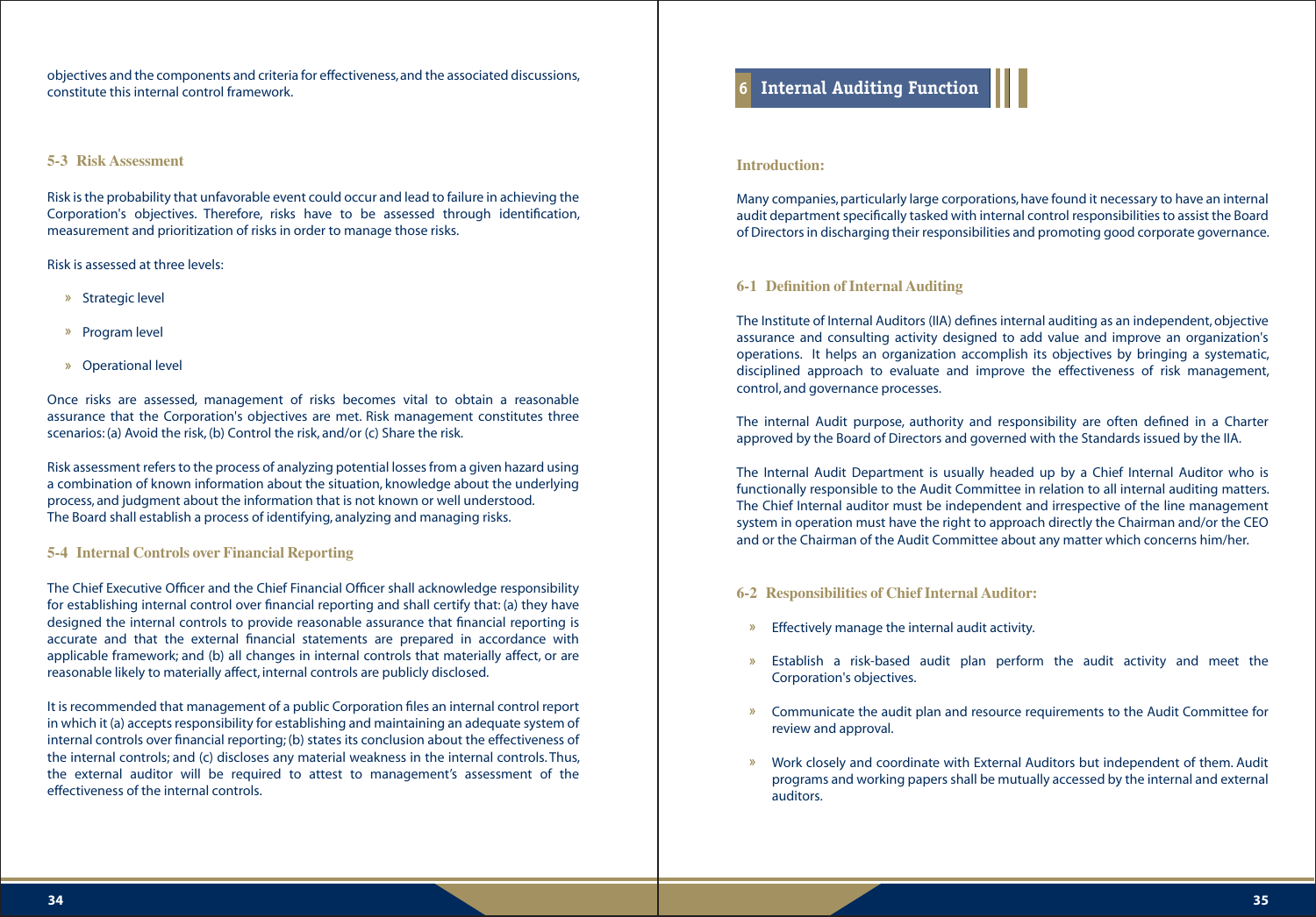objectives and the components and criteria for effectiveness, and the associated discussions, constitute this internal control framework.

### 5-3 Risk Assessment

Risk is the probability that unfavorable event could occur and lead to failure in achieving the Corporation's objectives. Therefore, risks have to be assessed through identification, measurement and prioritization of risks in order to manage those risks.

Risk is assessed at three levels:

- Strategic level
- Program level
- Operational level

Once risks are assessed, management of risks becomes vital to obtain a reasonable assurance that the Corporation's objectives are met. Risk management constitutes three scenarios: (a) Avoid the risk, (b) Control the risk, and/or (c) Share the risk.

Risk assessment refers to the process of analyzing potential losses from a given hazard using a combination of known information about the situation, knowledge about the underlying process, and judgment about the information that is not known or well understood.
The Board shall establish a process of identifying, analyzing and managing risks.

### 5-4 Internal Controls over Financial Reporting

The Chief Executive Officer and the Chief Financial Officer shall acknowledge responsibility for establishing internal control over financial reporting and shall certify that: (a) they have designed the internal controls to provide reasonable assurance that financial reporting is accurate and that the external financial statements are prepared in accordance with applicable framework; and (b) all changes in internal controls that materially affect, or are reasonable likely to materially affect, internal controls are publicly disclosed.

It is recommended that management of a public Corporation files an internal control report in which it (a) accepts responsibility for establishing and maintaining an adequate system of internal controls over financial reporting; (b) states its conclusion about the effectiveness of the internal controls; and (c) discloses any material weakness in the internal controls. Thus, the external auditor will be required to attest to management's assessment of the effectiveness of the internal controls.

## 6 Internal Auditing Function

### Introduction:

Many companies, particularly large corporations, have found it necessary to have an internal audit department specifically tasked with internal control responsibilities to assist the Board of Directors in discharging their responsibilities and promoting good corporate governance.

### 6-1 Definition of Internal Auditing

The Institute of Internal Auditors (IIA) defines internal auditing as an independent, objective assurance and consulting activity designed to add value and improve an organization's operations. It helps an organization accomplish its objectives by bringing a systematic, disciplined approach to evaluate and improve the effectiveness of risk management, control, and governance processes.

The internal Audit purpose, authority and responsibility are often defined in a Charter approved by the Board of Directors and governed with the Standards issued by the IIA.

The Internal Audit Department is usually headed up by a Chief Internal Auditor who is functionally responsible to the Audit Committee in relation to all internal auditing matters. The Chief Internal auditor must be independent and irrespective of the line management system in operation must have the right to approach directly the Chairman and/or the CEO and or the Chairman of the Audit Committee about any matter which concerns him/her.

### 6-2 Responsibilities of Chief Internal Auditor:

- Effectively manage the internal audit activity.
- Establish a risk-based audit plan perform the audit activity and meet the Corporation's objectives.
- Communicate the audit plan and resource requirements to the Audit Committee for review and approval.
- Work closely and coordinate with External Auditors but independent of them. Audit programs and working papers shall be mutually accessed by the internal and external auditors.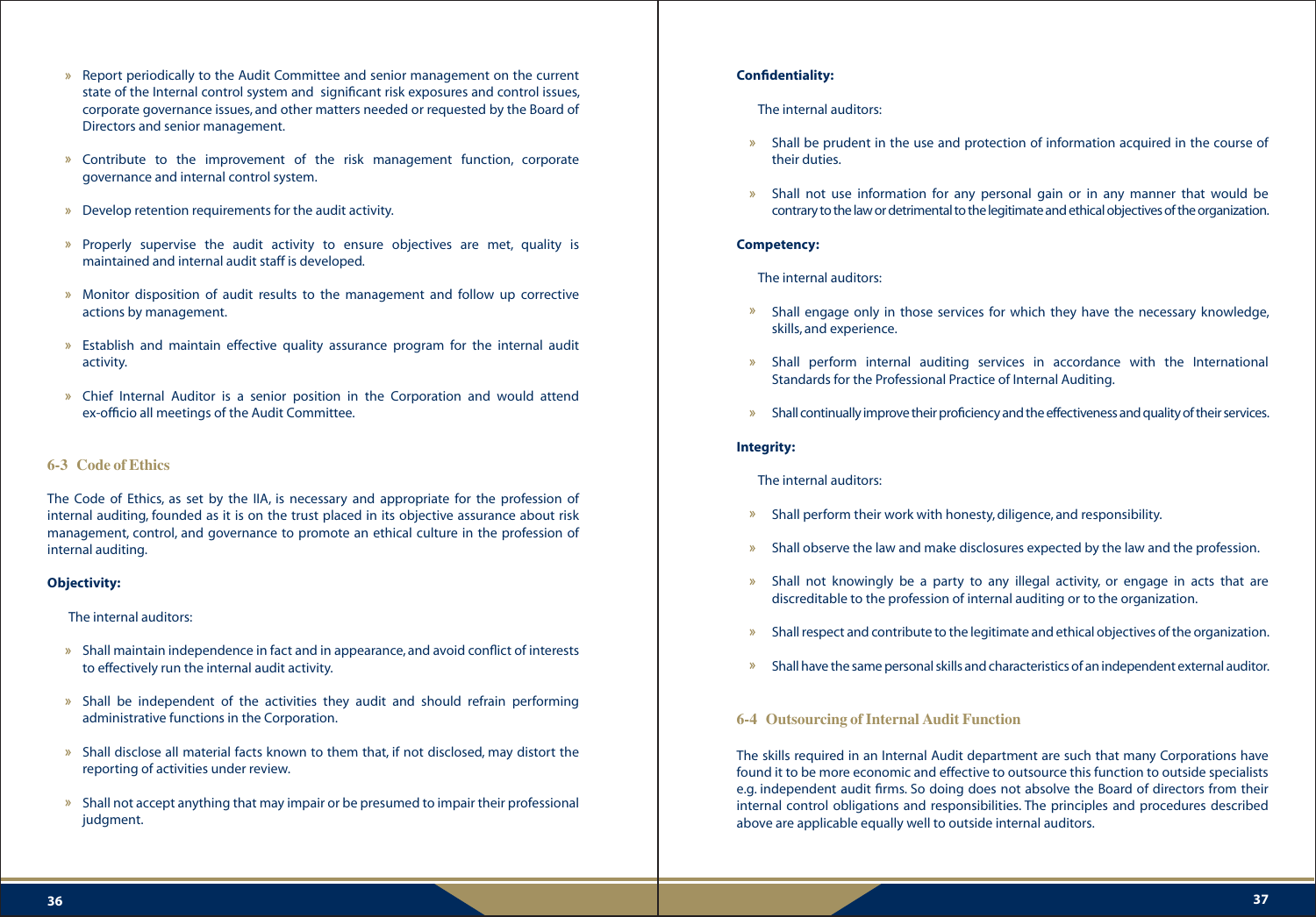- Report periodically to the Audit Committee and senior management on the current state of the Internal control system and significant risk exposures and control issues, corporate governance issues, and other matters needed or requested by the Board of Directors and senior management.
- Contribute to the improvement of the risk management function, corporate governance and internal control system.
- Develop retention requirements for the audit activity.
- Properly supervise the audit activity to ensure objectives are met, quality is maintained and internal audit staff is developed.
- Monitor disposition of audit results to the management and follow up corrective actions by management.
- Establish and maintain effective quality assurance program for the internal audit activity.
- Chief Internal Auditor is a senior position in the Corporation and would attend ex-officio all meetings of the Audit Committee.

## 6-3 Code of Ethics

The Code of Ethics, as set by the IIA, is necessary and appropriate for the profession of internal auditing, founded as it is on the trust placed in its objective assurance about risk management, control, and governance to promote an ethical culture in the profession of internal auditing.

**Objectivity:**

The internal auditors:

- Shall maintain independence in fact and in appearance, and avoid conflict of interests to effectively run the internal audit activity.
- Shall be independent of the activities they audit and should refrain performing administrative functions in the Corporation.
- Shall disclose all material facts known to them that, if not disclosed, may distort the reporting of activities under review.
- Shall not accept anything that may impair or be presumed to impair their professional judgment.

**Confidentiality:**

The internal auditors:

- Shall be prudent in the use and protection of information acquired in the course of their duties.
- Shall not use information for any personal gain or in any manner that would be contrary to the law or detrimental to the legitimate and ethical objectives of the organization.

**Competency:**

The internal auditors:

- Shall engage only in those services for which they have the necessary knowledge, skills, and experience.
- Shall perform internal auditing services in accordance with the International Standards for the Professional Practice of Internal Auditing.
- Shall continually improve their proficiency and the effectiveness and quality of their services.

**Integrity:**

The internal auditors:

- Shall perform their work with honesty, diligence, and responsibility.
- Shall observe the law and make disclosures expected by the law and the profession.
- Shall not knowingly be a party to any illegal activity, or engage in acts that are discreditable to the profession of internal auditing or to the organization.
- Shall respect and contribute to the legitimate and ethical objectives of the organization.
- Shall have the same personal skills and characteristics of an independent external auditor.

## 6-4 Outsourcing of Internal Audit Function

The skills required in an Internal Audit department are such that many Corporations have found it to be more economic and effective to outsource this function to outside specialists e.g. independent audit firms. So doing does not absolve the Board of directors from their internal control obligations and responsibilities. The principles and procedures described above are applicable equally well to outside internal auditors.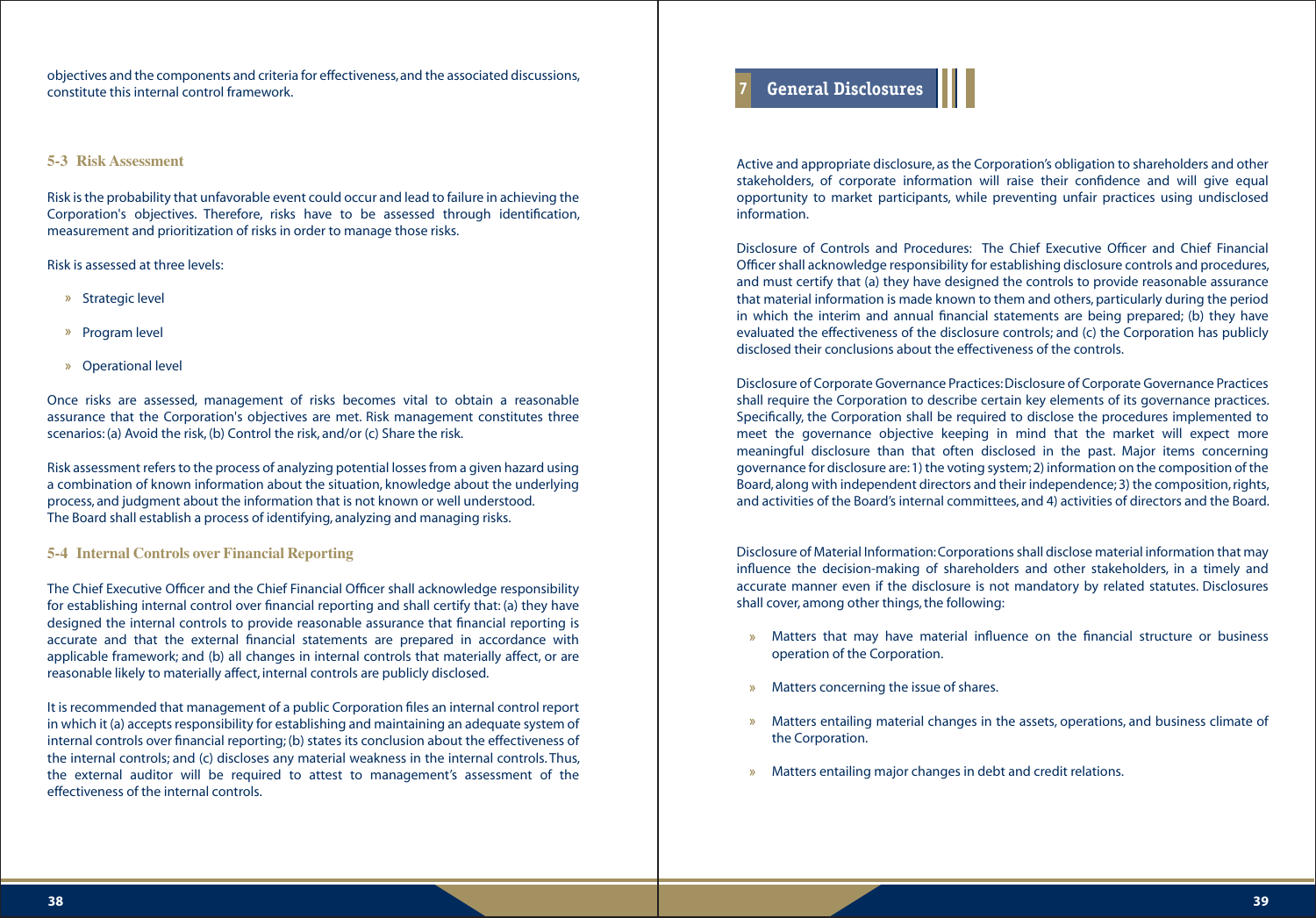objectives and the components and criteria for effectiveness, and the associated discussions, constitute this internal control framework.

### 5-3 Risk Assessment

Risk is the probability that unfavorable event could occur and lead to failure in achieving the Corporation's objectives. Therefore, risks have to be assessed through identification, measurement and prioritization of risks in order to manage those risks.

Risk is assessed at three levels:

- Strategic level
- Program level
- Operational level

Once risks are assessed, management of risks becomes vital to obtain a reasonable assurance that the Corporation's objectives are met. Risk management constitutes three scenarios: (a) Avoid the risk, (b) Control the risk, and/or (c) Share the risk.

Risk assessment refers to the process of analyzing potential losses from a given hazard using a combination of known information about the situation, knowledge about the underlying process, and judgment about the information that is not known or well understood.
The Board shall establish a process of identifying, analyzing and managing risks.

### 5-4 Internal Controls over Financial Reporting

The Chief Executive Officer and the Chief Financial Officer shall acknowledge responsibility for establishing internal control over financial reporting and shall certify that: (a) they have designed the internal controls to provide reasonable assurance that financial reporting is accurate and that the external financial statements are prepared in accordance with applicable framework; and (b) all changes in internal controls that materially affect, or are reasonable likely to materially affect, internal controls are publicly disclosed.

It is recommended that management of a public Corporation files an internal control report in which it (a) accepts responsibility for establishing and maintaining an adequate system of internal controls over financial reporting; (b) states its conclusion about the effectiveness of the internal controls; and (c) discloses any material weakness in the internal controls. Thus, the external auditor will be required to attest to management's assessment of the effectiveness of the internal controls.

## 7 General Disclosures

Active and appropriate disclosure, as the Corporation's obligation to shareholders and other stakeholders, of corporate information will raise their confidence and will give equal opportunity to market participants, while preventing unfair practices using undisclosed information.

Disclosure of Controls and Procedures: The Chief Executive Officer and Chief Financial Officer shall acknowledge responsibility for establishing disclosure controls and procedures, and must certify that (a) they have designed the controls to provide reasonable assurance that material information is made known to them and others, particularly during the period in which the interim and annual financial statements are being prepared; (b) they have evaluated the effectiveness of the disclosure controls; and (c) the Corporation has publicly disclosed their conclusions about the effectiveness of the controls.

Disclosure of Corporate Governance Practices: Disclosure of Corporate Governance Practices shall require the Corporation to describe certain key elements of its governance practices. Specifically, the Corporation shall be required to disclose the procedures implemented to meet the governance objective keeping in mind that the market will expect more meaningful disclosure than that often disclosed in the past. Major items concerning governance for disclosure are: 1) the voting system; 2) information on the composition of the Board, along with independent directors and their independence; 3) the composition, rights, and activities of the Board's internal committees, and 4) activities of directors and the Board.

Disclosure of Material Information: Corporations shall disclose material information that may influence the decision-making of shareholders and other stakeholders, in a timely and accurate manner even if the disclosure is not mandatory by related statutes. Disclosures shall cover, among other things, the following:

- Matters that may have material influence on the financial structure or business operation of the Corporation.
- Matters concerning the issue of shares.
- Matters entailing material changes in the assets, operations, and business climate of the Corporation.
- Matters entailing major changes in debt and credit relations.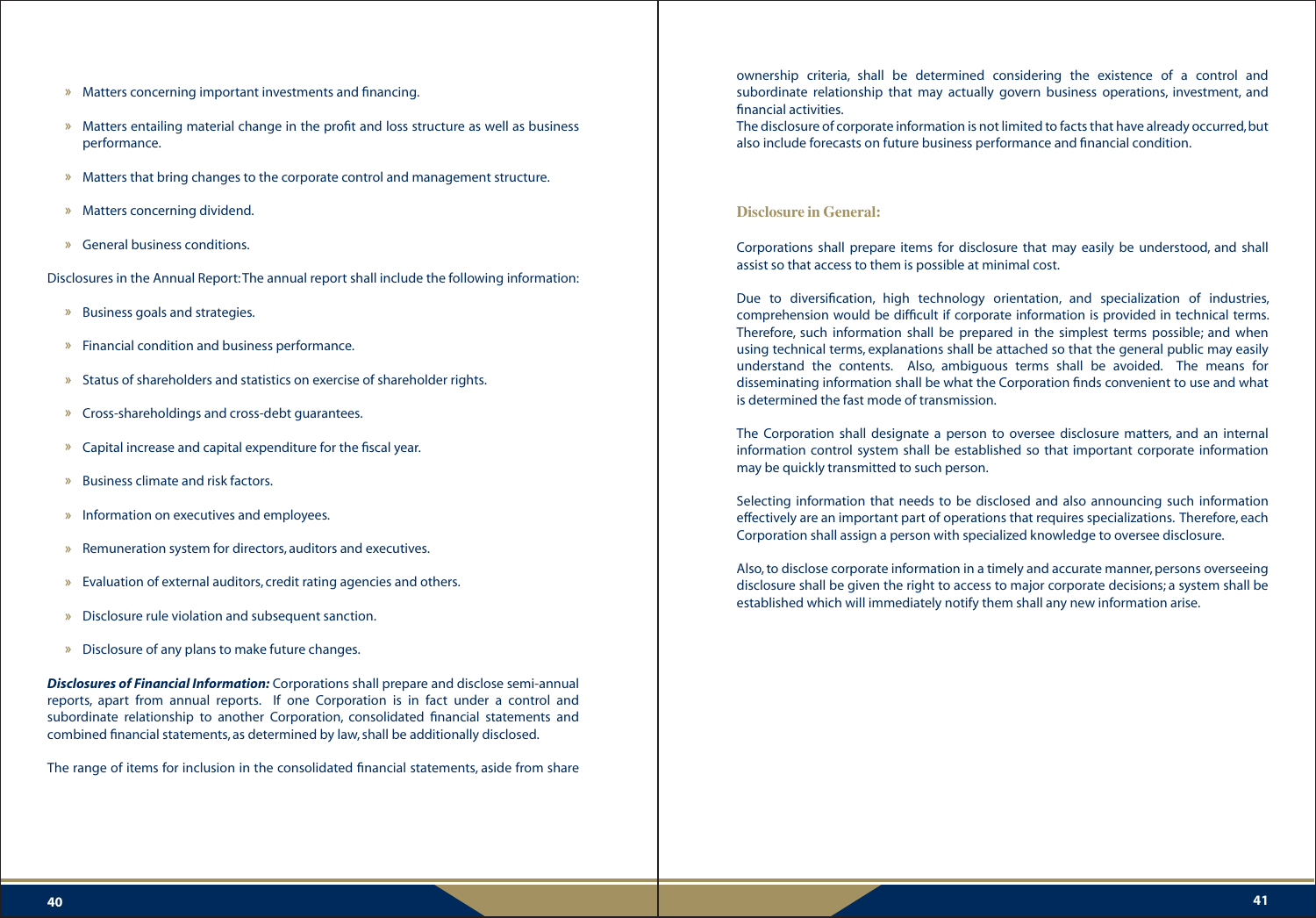- Matters concerning important investments and financing.
- Matters entailing material change in the profit and loss structure as well as business performance.
- Matters that bring changes to the corporate control and management structure.
- Matters concerning dividend.
- General business conditions.

Disclosures in the Annual Report: The annual report shall include the following information:

- Business goals and strategies.
- Financial condition and business performance.
- Status of shareholders and statistics on exercise of shareholder rights.
- Cross-shareholdings and cross-debt guarantees.
- Capital increase and capital expenditure for the fiscal year.
- Business climate and risk factors.
- Information on executives and employees.
- Remuneration system for directors, auditors and executives.
- Evaluation of external auditors, credit rating agencies and others.
- Disclosure rule violation and subsequent sanction.
- Disclosure of any plans to make future changes.

***Disclosures of Financial Information:*** Corporations shall prepare and disclose semi-annual reports, apart from annual reports. If one Corporation is in fact under a control and subordinate relationship to another Corporation, consolidated financial statements and combined financial statements, as determined by law, shall be additionally disclosed.

The range of items for inclusion in the consolidated financial statements, aside from share ownership criteria, shall be determined considering the existence of a control and subordinate relationship that may actually govern business operations, investment, and financial activities.

The disclosure of corporate information is not limited to facts that have already occurred, but also include forecasts on future business performance and financial condition.

### Disclosure in General:

Corporations shall prepare items for disclosure that may easily be understood, and shall assist so that access to them is possible at minimal cost.

Due to diversification, high technology orientation, and specialization of industries, comprehension would be difficult if corporate information is provided in technical terms. Therefore, such information shall be prepared in the simplest terms possible; and when using technical terms, explanations shall be attached so that the general public may easily understand the contents. Also, ambiguous terms shall be avoided. The means for disseminating information shall be what the Corporation finds convenient to use and what is determined the fast mode of transmission.

The Corporation shall designate a person to oversee disclosure matters, and an internal information control system shall be established so that important corporate information may be quickly transmitted to such person.

Selecting information that needs to be disclosed and also announcing such information effectively are an important part of operations that requires specializations. Therefore, each Corporation shall assign a person with specialized knowledge to oversee disclosure.

Also, to disclose corporate information in a timely and accurate manner, persons overseeing disclosure shall be given the right to access to major corporate decisions; a system shall be established which will immediately notify them shall any new information arise.